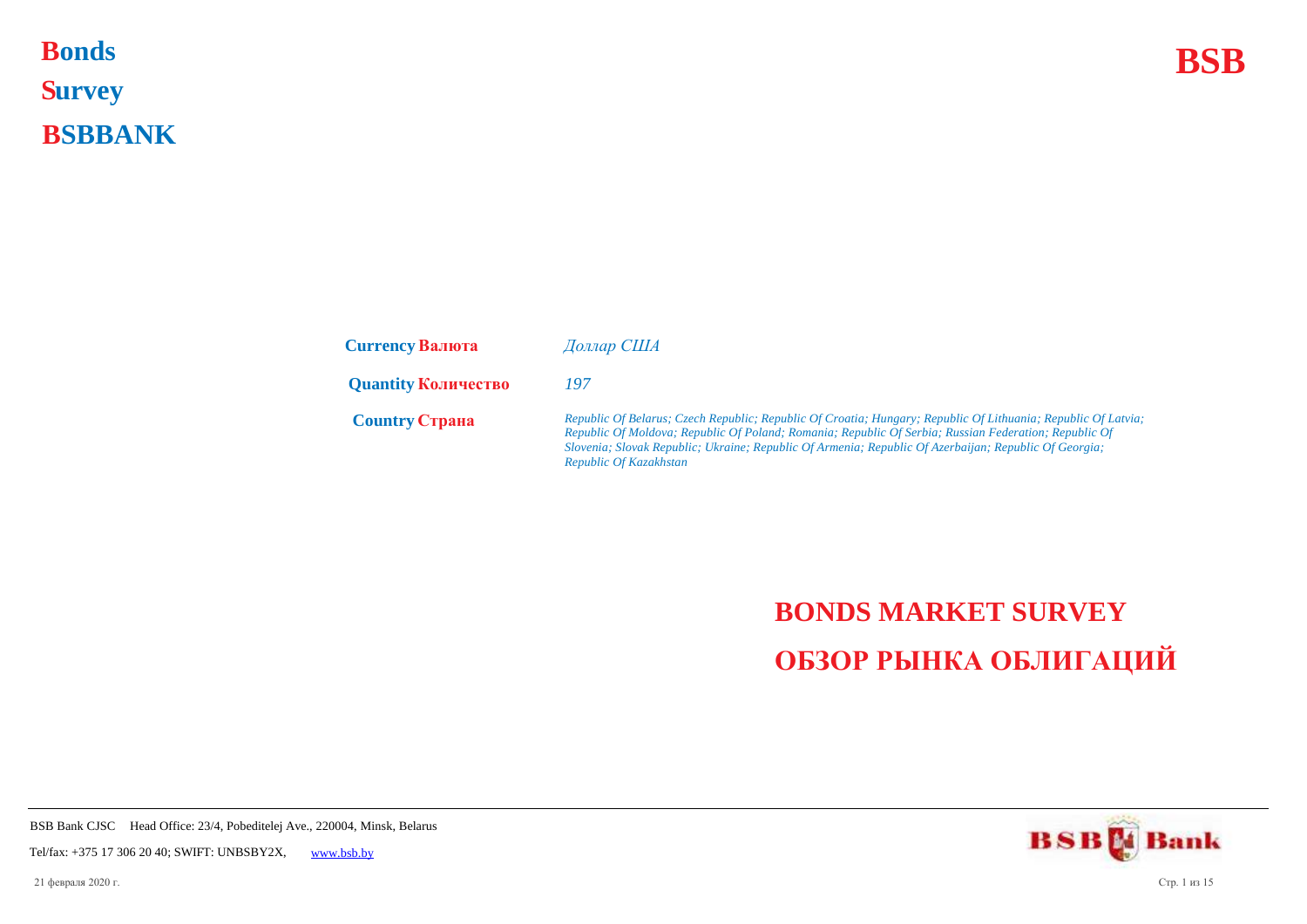**Bonds**

**Survey**

**BSBBANK**

**BSB**

| | |
|---|---|
| **Currency Валюта** | *Доллар США* |
| **Quantity Количество** | *197* |
| **Country Страна** | *Republic Of Belarus; Czech Republic; Republic Of Croatia; Hungary; Republic Of Lithuania; Republic Of Latvia; Republic Of Moldova; Republic Of Poland; Romania; Republic Of Serbia; Russian Federation; Republic Of Slovenia; Slovak Republic; Ukraine; Republic Of Armenia; Republic Of Azerbaijan; Republic Of Georgia; Republic Of Kazakhstan* |

# BONDS MARKET SURVEY

# ОБЗОР РЫНКА ОБЛИГАЦИЙ

BSB Bank CJSC Head Office: 23/4, Pobeditelej Ave., 220004, Minsk, Belarus

Tel/fax: +375 17 306 20 40; SWIFT: UNBSBY2X, www.bsb.by

21 февраля 2020 г.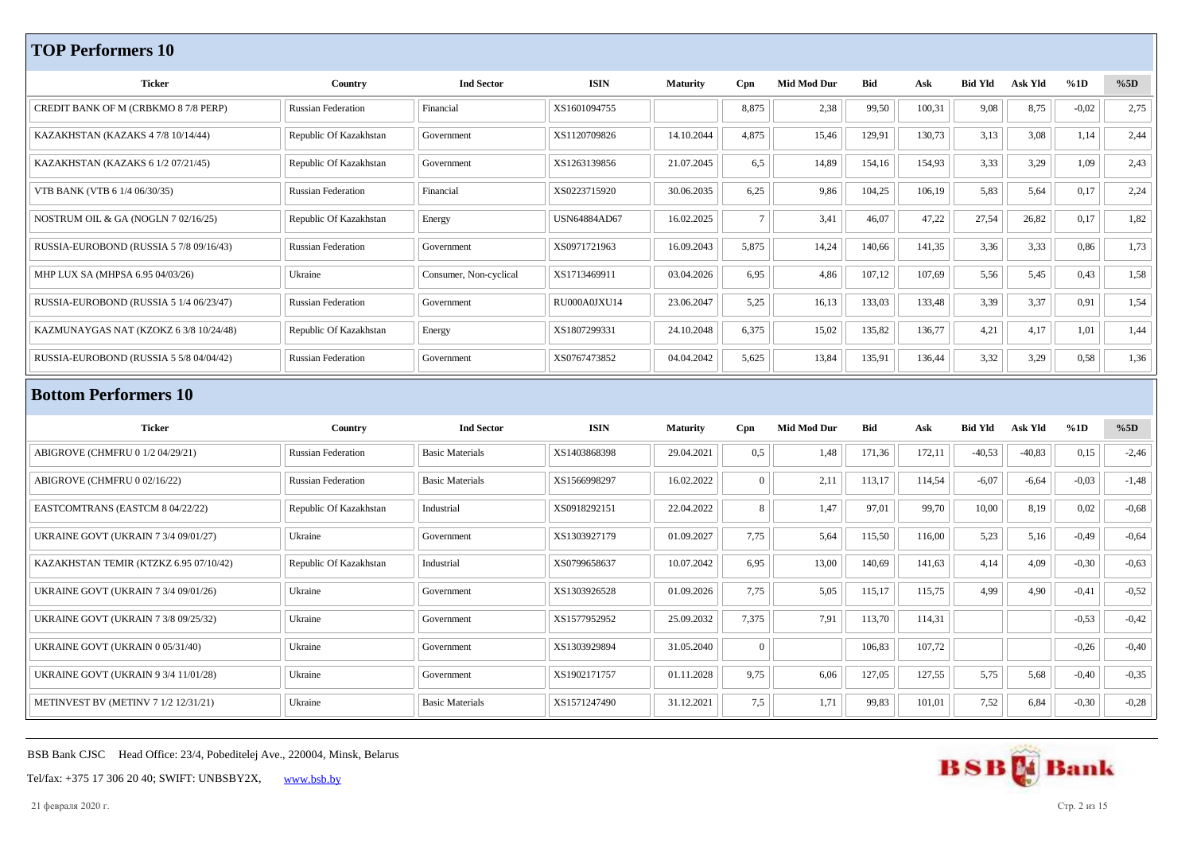## TOP Performers 10

| Ticker | Country | Ind Sector | ISIN | Maturity | Cpn | Mid Mod Dur | Bid | Ask | Bid Yld | Ask Yld | %1D | %5D |
|---|---|---|---|---|---|---|---|---|---|---|---|---|
| CREDIT BANK OF M (CRBKMO 8 7/8 PERP) | Russian Federation | Financial | XS1601094755 | | 8,875 | 2,38 | 99,50 | 100,31 | 9,08 | 8,75 | -0,02 | 2,75 |
| KAZAKHSTAN (KAZAKS 4 7/8 10/14/44) | Republic Of Kazakhstan | Government | XS1120709826 | 14.10.2044 | 4,875 | 15,46 | 129,91 | 130,73 | 3,13 | 3,08 | 1,14 | 2,44 |
| KAZAKHSTAN (KAZAKS 6 1/2 07/21/45) | Republic Of Kazakhstan | Government | XS1263139856 | 21.07.2045 | 6,5 | 14,89 | 154,16 | 154,93 | 3,33 | 3,29 | 1,09 | 2,43 |
| VTB BANK (VTB 6 1/4 06/30/35) | Russian Federation | Financial | XS0223715920 | 30.06.2035 | 6,25 | 9,86 | 104,25 | 106,19 | 5,83 | 5,64 | 0,17 | 2,24 |
| NOSTRUM OIL & GA (NOGLN 7 02/16/25) | Republic Of Kazakhstan | Energy | USN64884AD67 | 16.02.2025 | 7 | 3,41 | 46,07 | 47,22 | 27,54 | 26,82 | 0,17 | 1,82 |
| RUSSIA-EUROBOND (RUSSIA 5 7/8 09/16/43) | Russian Federation | Government | XS0971721963 | 16.09.2043 | 5,875 | 14,24 | 140,66 | 141,35 | 3,36 | 3,33 | 0,86 | 1,73 |
| MHP LUX SA (MHPSA 6.95 04/03/26) | Ukraine | Consumer, Non-cyclical | XS1713469911 | 03.04.2026 | 6,95 | 4,86 | 107,12 | 107,69 | 5,56 | 5,45 | 0,43 | 1,58 |
| RUSSIA-EUROBOND (RUSSIA 5 1/4 06/23/47) | Russian Federation | Government | RU000A0JXU14 | 23.06.2047 | 5,25 | 16,13 | 133,03 | 133,48 | 3,39 | 3,37 | 0,91 | 1,54 |
| KAZMUNAYGAS NAT (KZOKZ 6 3/8 10/24/48) | Republic Of Kazakhstan | Energy | XS1807299331 | 24.10.2048 | 6,375 | 15,02 | 135,82 | 136,77 | 4,21 | 4,17 | 1,01 | 1,44 |
| RUSSIA-EUROBOND (RUSSIA 5 5/8 04/04/42) | Russian Federation | Government | XS0767473852 | 04.04.2042 | 5,625 | 13,84 | 135,91 | 136,44 | 3,32 | 3,29 | 0,58 | 1,36 |

## Bottom Performers 10

| Ticker | Country | Ind Sector | ISIN | Maturity | Cpn | Mid Mod Dur | Bid | Ask | Bid Yld | Ask Yld | %1D | %5D |
|---|---|---|---|---|---|---|---|---|---|---|---|---|
| ABIGROVE (CHMFRU 0 1/2 04/29/21) | Russian Federation | Basic Materials | XS1403868398 | 29.04.2021 | 0,5 | 1,48 | 171,36 | 172,11 | -40,53 | -40,83 | 0,15 | -2,46 |
| ABIGROVE (CHMFRU 0 02/16/22) | Russian Federation | Basic Materials | XS1566998297 | 16.02.2022 | 0 | 2,11 | 113,17 | 114,54 | -6,07 | -6,64 | -0,03 | -1,48 |
| EASTCOMTRANS (EASTCM 8 04/22/22) | Republic Of Kazakhstan | Industrial | XS0918292151 | 22.04.2022 | 8 | 1,47 | 97,01 | 99,70 | 10,00 | 8,19 | 0,02 | -0,68 |
| UKRAINE GOVT (UKRAIN 7 3/4 09/01/27) | Ukraine | Government | XS1303927179 | 01.09.2027 | 7,75 | 5,64 | 115,50 | 116,00 | 5,23 | 5,16 | -0,49 | -0,64 |
| KAZAKHSTAN TEMIR (KTZKZ 6.95 07/10/42) | Republic Of Kazakhstan | Industrial | XS0799658637 | 10.07.2042 | 6,95 | 13,00 | 140,69 | 141,63 | 4,14 | 4,09 | -0,30 | -0,63 |
| UKRAINE GOVT (UKRAIN 7 3/4 09/01/26) | Ukraine | Government | XS1303926528 | 01.09.2026 | 7,75 | 5,05 | 115,17 | 115,75 | 4,99 | 4,90 | -0,41 | -0,52 |
| UKRAINE GOVT (UKRAIN 7 3/8 09/25/32) | Ukraine | Government | XS1577952952 | 25.09.2032 | 7,375 | 7,91 | 113,70 | 114,31 | | | -0,53 | -0,42 |
| UKRAINE GOVT (UKRAIN 0 05/31/40) | Ukraine | Government | XS1303929894 | 31.05.2040 | 0 | | 106,83 | 107,72 | | | -0,26 | -0,40 |
| UKRAINE GOVT (UKRAIN 9 3/4 11/01/28) | Ukraine | Government | XS1902171757 | 01.11.2028 | 9,75 | 6,06 | 127,05 | 127,55 | 5,75 | 5,68 | -0,40 | -0,35 |
| METINVEST BV (METINV 7 1/2 12/31/21) | Ukraine | Basic Materials | XS1571247490 | 31.12.2021 | 7,5 | 1,71 | 99,83 | 101,01 | 7,52 | 6,84 | -0,30 | -0,28 |

BSB Bank CJSC Head Office: 23/4, Pobeditelej Ave., 220004, Minsk, Belarus

Tel/fax: +375 17 306 20 40; SWIFT: UNBSBY2X, www.bsb.by

21 февраля 2020 г.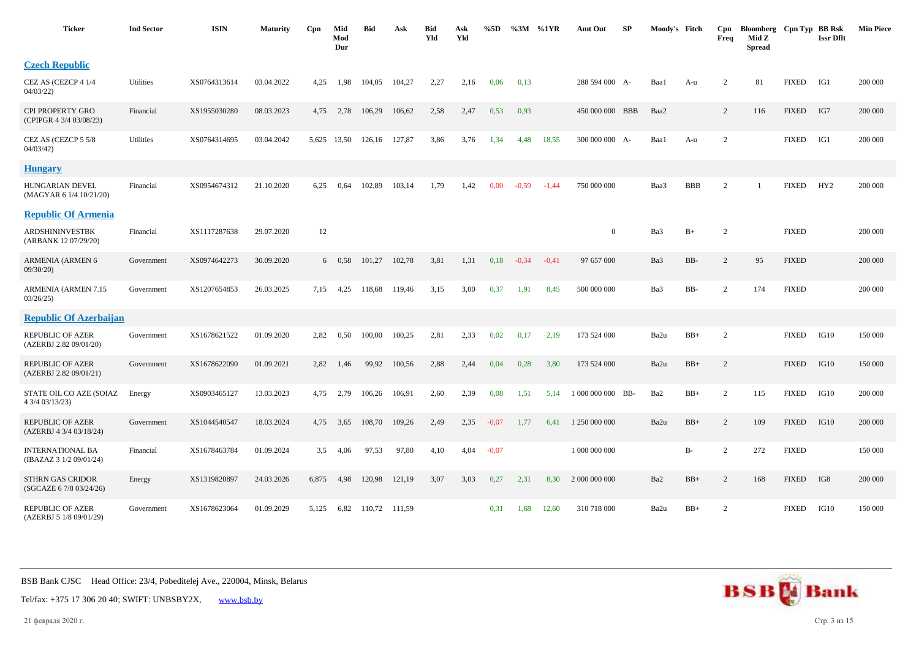| Ticker | Ind Sector | ISIN | Maturity | Cpn | Mid Mod Dur | Bid | Ask | Bid Yld | Ask Yld | %5D | %3M | %1YR | Amt Out | SP | Moody's | Fitch | Cpn Freq | Bloomberg Mid Z Spread | Cpn Typ | BB Rsk Issr Dflt | Min Piece |
|---|---|---|---|---|---|---|---|---|---|---|---|---|---|---|---|---|---|---|---|---|---|
| **Czech Republic** | | | | | | | | | | | | | | | | | | | | | |
| CEZ AS (CEZCP 4 1/4 04/03/22) | Utilities | XS0764313614 | 03.04.2022 | 4,25 | 1,98 | 104,05 | 104,27 | 2,27 | 2,16 | 0,06 | 0,13 | | 288 594 000 | A- | Baa1 | A-u | 2 | 81 | FIXED | IG1 | 200 000 |
| CPI PROPERTY GRO (CPIPGR 4 3/4 03/08/23) | Financial | XS1955030280 | 08.03.2023 | 4,75 | 2,78 | 106,29 | 106,62 | 2,58 | 2,47 | 0,53 | 0,93 | | 450 000 000 | BBB | Baa2 | | 2 | 116 | FIXED | IG7 | 200 000 |
| CEZ AS (CEZCP 5 5/8 04/03/42) | Utilities | XS0764314695 | 03.04.2042 | 5,625 | 13,50 | 126,16 | 127,87 | 3,86 | 3,76 | 1,34 | 4,48 | 18,55 | 300 000 000 | A- | Baa1 | A-u | 2 | | FIXED | IG1 | 200 000 |
| **Hungary** | | | | | | | | | | | | | | | | | | | | | |
| HUNGARIAN DEVEL (MAGYAR 6 1/4 10/21/20) | Financial | XS0954674312 | 21.10.2020 | 6,25 | 0,64 | 102,89 | 103,14 | 1,79 | 1,42 | 0,00 | -0,59 | -1,44 | 750 000 000 | | Baa3 | BBB | 2 | 1 | FIXED | HY2 | 200 000 |
| **Republic Of Armenia** | | | | | | | | | | | | | | | | | | | | | |
| ARDSHININVESTBK (ARBANK 12 07/29/20) | Financial | XS1117287638 | 29.07.2020 | 12 | | | | | | | | | 0 | | Ba3 | B+ | 2 | | FIXED | | 200 000 |
| ARMENIA (ARMEN 6 09/30/20) | Government | XS0974642273 | 30.09.2020 | 6 | 0,58 | 101,27 | 102,78 | 3,81 | 1,31 | 0,18 | -0,34 | -0,41 | 97 657 000 | | Ba3 | BB- | 2 | 95 | FIXED | | 200 000 |
| ARMENIA (ARMEN 7.15 03/26/25) | Government | XS1207654853 | 26.03.2025 | 7,15 | 4,25 | 118,68 | 119,46 | 3,15 | 3,00 | 0,37 | 1,91 | 8,45 | 500 000 000 | | Ba3 | BB- | 2 | 174 | FIXED | | 200 000 |
| **Republic Of Azerbaijan** | | | | | | | | | | | | | | | | | | | | | |
| REPUBLIC OF AZER (AZERBJ 2.82 09/01/20) | Government | XS1678621522 | 01.09.2020 | 2,82 | 0,50 | 100,00 | 100,25 | 2,81 | 2,33 | 0,02 | 0,17 | 2,19 | 173 524 000 | | Ba2u | BB+ | 2 | | FIXED | IG10 | 150 000 |
| REPUBLIC OF AZER (AZERBJ 2.82 09/01/21) | Government | XS1678622090 | 01.09.2021 | 2,82 | 1,46 | 99,92 | 100,56 | 2,88 | 2,44 | 0,04 | 0,28 | 3,80 | 173 524 000 | | Ba2u | BB+ | 2 | | FIXED | IG10 | 150 000 |
| STATE OIL CO AZE (SOIAZ 4 3/4 03/13/23) | Energy | XS0903465127 | 13.03.2023 | 4,75 | 2,79 | 106,26 | 106,91 | 2,60 | 2,39 | 0,08 | 1,51 | 5,14 | 1 000 000 000 | BB- | Ba2 | BB+ | 2 | 115 | FIXED | IG10 | 200 000 |
| REPUBLIC OF AZER (AZERBJ 4 3/4 03/18/24) | Government | XS1044540547 | 18.03.2024 | 4,75 | 3,65 | 108,70 | 109,26 | 2,49 | 2,35 | -0,07 | 1,77 | 6,41 | 1 250 000 000 | | Ba2u | BB+ | 2 | 109 | FIXED | IG10 | 200 000 |
| INTERNATIONAL BA (IBAZAZ 3 1/2 09/01/24) | Financial | XS1678463784 | 01.09.2024 | 3,5 | 4,06 | 97,53 | 97,80 | 4,10 | 4,04 | -0,07 | | | 1 000 000 000 | | | B- | 2 | 272 | FIXED | | 150 000 |
| STHRN GAS CRIDOR (SGCAZE 6 7/8 03/24/26) | Energy | XS1319820897 | 24.03.2026 | 6,875 | 4,98 | 120,98 | 121,19 | 3,07 | 3,03 | 0,27 | 2,31 | 8,30 | 2 000 000 000 | | Ba2 | BB+ | 2 | 168 | FIXED | IG8 | 200 000 |
| REPUBLIC OF AZER (AZERBJ 5 1/8 09/01/29) | Government | XS1678623064 | 01.09.2029 | 5,125 | 6,82 | 110,72 | 111,59 | | | 0,31 | 1,68 | 12,60 | 310 718 000 | | Ba2u | BB+ | 2 | | FIXED | IG10 | 150 000 |

BSB Bank CJSC Head Office: 23/4, Pobeditelej Ave., 220004, Minsk, Belarus

Tel/fax: +375 17 306 20 40; SWIFT: UNBSBY2X, www.bsb.by

21 февраля 2020 г.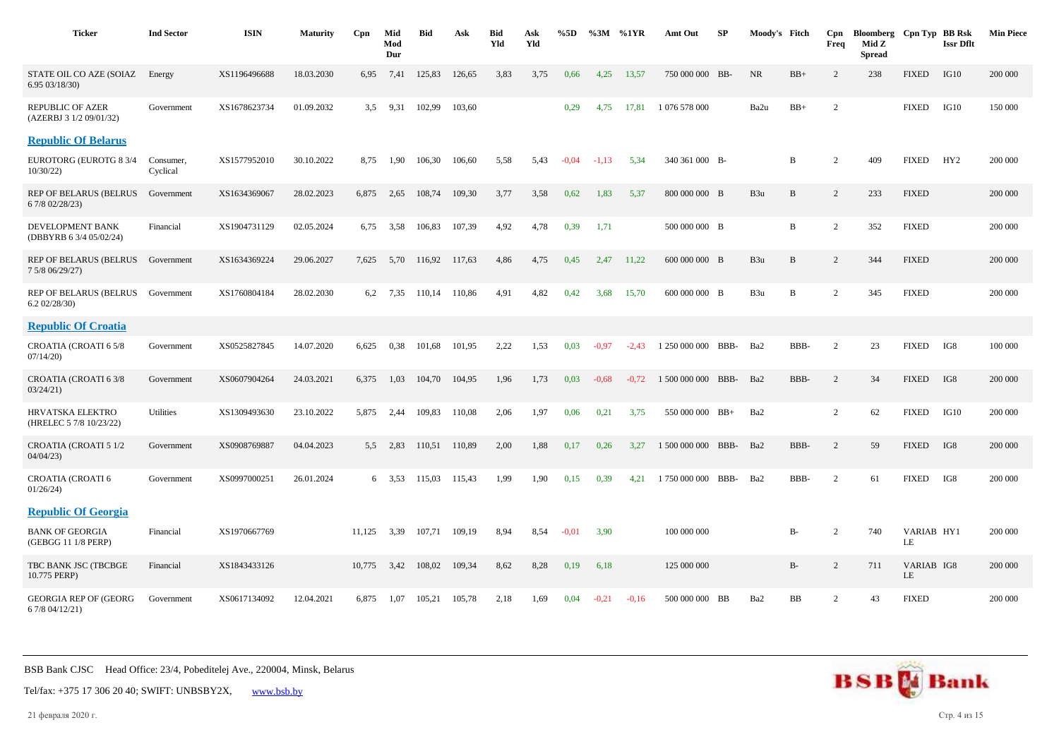| Ticker | Ind Sector | ISIN | Maturity | Cpn | Mid Mod Dur | Bid | Ask | Bid Yld | Ask Yld | %5D | %3M | %1YR | Amt Out | SP | Moody's | Fitch | Cpn Freq | Bloomberg Mid Z Spread | Cpn Typ | BB Rsk Issr Dflt | Min Piece |
|---|---|---|---|---|---|---|---|---|---|---|---|---|---|---|---|---|---|---|---|---|---|
| STATE OIL CO AZE (SOIAZ 6.95 03/18/30) | Energy | XS1196496688 | 18.03.2030 | 6,95 | 7,41 | 125,83 | 126,65 | 3,83 | 3,75 | 0,66 | 4,25 | 13,57 | 750 000 000 | BB- | NR | BB+ | 2 | 238 | FIXED | IG10 | 200 000 |
| REPUBLIC OF AZER (AZERBJ 3 1/2 09/01/32) | Government | XS1678623734 | 01.09.2032 | 3,5 | 9,31 | 102,99 | 103,60 | | | 0,29 | 4,75 | 17,81 | 1 076 578 000 | | Ba2u | BB+ | 2 | | FIXED | IG10 | 150 000 |
| **Republic Of Belarus** | | | | | | | | | | | | | | | | | | | | | |
| EUROTORG (EUROTG 8 3/4 10/30/22) | Consumer, Cyclical | XS1577952010 | 30.10.2022 | 8,75 | 1,90 | 106,30 | 106,60 | 5,58 | 5,43 | -0,04 | -1,13 | 5,34 | 340 361 000 | B- | | B | 2 | 409 | FIXED | HY2 | 200 000 |
| REP OF BELARUS (BELRUS 6 7/8 02/28/23) | Government | XS1634369067 | 28.02.2023 | 6,875 | 2,65 | 108,74 | 109,30 | 3,77 | 3,58 | 0,62 | 1,83 | 5,37 | 800 000 000 | B | B3u | B | 2 | 233 | FIXED | | 200 000 |
| DEVELOPMENT BANK (DBBYRB 6 3/4 05/02/24) | Financial | XS1904731129 | 02.05.2024 | 6,75 | 3,58 | 106,83 | 107,39 | 4,92 | 4,78 | 0,39 | 1,71 | | 500 000 000 | B | | B | 2 | 352 | FIXED | | 200 000 |
| REP OF BELARUS (BELRUS 7 5/8 06/29/27) | Government | XS1634369224 | 29.06.2027 | 7,625 | 5,70 | 116,92 | 117,63 | 4,86 | 4,75 | 0,45 | 2,47 | 11,22 | 600 000 000 | B | B3u | B | 2 | 344 | FIXED | | 200 000 |
| REP OF BELARUS (BELRUS 6.2 02/28/30) | Government | XS1760804184 | 28.02.2030 | 6,2 | 7,35 | 110,14 | 110,86 | 4,91 | 4,82 | 0,42 | 3,68 | 15,70 | 600 000 000 | B | B3u | B | 2 | 345 | FIXED | | 200 000 |
| **Republic Of Croatia** | | | | | | | | | | | | | | | | | | | | | |
| CROATIA (CROATI 6 5/8 07/14/20) | Government | XS0525827845 | 14.07.2020 | 6,625 | 0,38 | 101,68 | 101,95 | 2,22 | 1,53 | 0,03 | -0,97 | -2,43 | 1 250 000 000 | BBB- | Ba2 | BBB- | 2 | 23 | FIXED | IG8 | 100 000 |
| CROATIA (CROATI 6 3/8 03/24/21) | Government | XS0607904264 | 24.03.2021 | 6,375 | 1,03 | 104,70 | 104,95 | 1,96 | 1,73 | 0,03 | -0,68 | -0,72 | 1 500 000 000 | BBB- | Ba2 | BBB- | 2 | 34 | FIXED | IG8 | 200 000 |
| HRVATSKA ELEKTRO (HRELEC 5 7/8 10/23/22) | Utilities | XS1309493630 | 23.10.2022 | 5,875 | 2,44 | 109,83 | 110,08 | 2,06 | 1,97 | 0,06 | 0,21 | 3,75 | 550 000 000 | BB+ | Ba2 | | 2 | 62 | FIXED | IG10 | 200 000 |
| CROATIA (CROATI 5 1/2 04/04/23) | Government | XS0908769887 | 04.04.2023 | 5,5 | 2,83 | 110,51 | 110,89 | 2,00 | 1,88 | 0,17 | 0,26 | 3,27 | 1 500 000 000 | BBB- | Ba2 | BBB- | 2 | 59 | FIXED | IG8 | 200 000 |
| CROATIA (CROATI 6 01/26/24) | Government | XS0997000251 | 26.01.2024 | 6 | 3,53 | 115,03 | 115,43 | 1,99 | 1,90 | 0,15 | 0,39 | 4,21 | 1 750 000 000 | BBB- | Ba2 | BBB- | 2 | 61 | FIXED | IG8 | 200 000 |
| **Republic Of Georgia** | | | | | | | | | | | | | | | | | | | | | |
| BANK OF GEORGIA (GEBGG 11 1/8 PERP) | Financial | XS1970667769 | | 11,125 | 3,39 | 107,71 | 109,19 | 8,94 | 8,54 | -0,01 | 3,90 | | 100 000 000 | | | B- | 2 | 740 | VARIABLE | HY1 | 200 000 |
| TBC BANK JSC (TBCBGE 10.775 PERP) | Financial | XS1843433126 | | 10,775 | 3,42 | 108,02 | 109,34 | 8,62 | 8,28 | 0,19 | 6,18 | | 125 000 000 | | | B- | 2 | 711 | VARIABLE | IG8 | 200 000 |
| GEORGIA REP OF (GEORG 6 7/8 04/12/21) | Government | XS0617134092 | 12.04.2021 | 6,875 | 1,07 | 105,21 | 105,78 | 2,18 | 1,69 | 0,04 | -0,21 | -0,16 | 500 000 000 | BB | Ba2 | BB | 2 | 43 | FIXED | | 200 000 |

BSB Bank CJSC Head Office: 23/4, Pobeditelej Ave., 220004, Minsk, Belarus

Tel/fax: +375 17 306 20 40; SWIFT: UNBSBY2X, www.bsb.by

21 февраля 2020 г.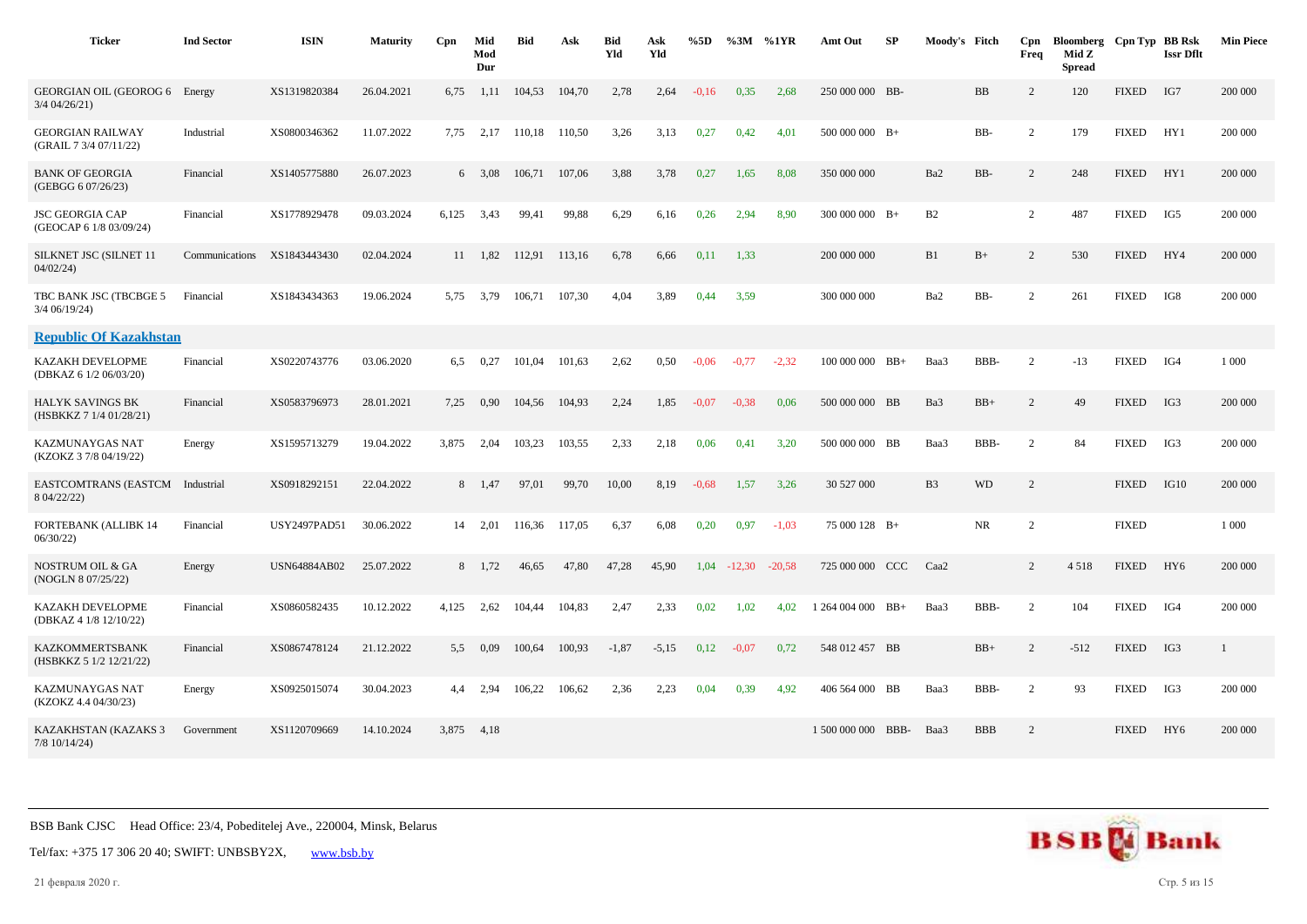| Ticker | Ind Sector | ISIN | Maturity | Cpn | Mid Mod Dur | Bid | Ask | Bid Yld | Ask Yld | %5D | %3M | %1YR | Amt Out | SP | Moody's | Fitch | Cpn Freq | Bloomberg Mid Z Spread | Cpn Typ | BB Rsk Issr Dflt | Min Piece |
|---|---|---|---|---|---|---|---|---|---|---|---|---|---|---|---|---|---|---|---|---|---|
| GEORGIAN OIL (GEOROG 6 3/4 04/26/21) | Energy | XS1319820384 | 26.04.2021 | 6,75 | 1,11 | 104,53 | 104,70 | 2,78 | 2,64 | -0,16 | 0,35 | 2,68 | 250 000 000 | BB- | | BB | 2 | 120 | FIXED | IG7 | 200 000 |
| GEORGIAN RAILWAY (GRAIL 7 3/4 07/11/22) | Industrial | XS0800346362 | 11.07.2022 | 7,75 | 2,17 | 110,18 | 110,50 | 3,26 | 3,13 | 0,27 | 0,42 | 4,01 | 500 000 000 | B+ | | BB- | 2 | 179 | FIXED | HY1 | 200 000 |
| BANK OF GEORGIA (GEBGG 6 07/26/23) | Financial | XS1405775880 | 26.07.2023 | 6 | 3,08 | 106,71 | 107,06 | 3,88 | 3,78 | 0,27 | 1,65 | 8,08 | 350 000 000 | | Ba2 | BB- | 2 | 248 | FIXED | HY1 | 200 000 |
| JSC GEORGIA CAP (GEOCAP 6 1/8 03/09/24) | Financial | XS1778929478 | 09.03.2024 | 6,125 | 3,43 | 99,41 | 99,88 | 6,29 | 6,16 | 0,26 | 2,94 | 8,90 | 300 000 000 | B+ | B2 | | 2 | 487 | FIXED | IG5 | 200 000 |
| SILKNET JSC (SILNET 11 04/02/24) | Communications | XS1843443430 | 02.04.2024 | 11 | 1,82 | 112,91 | 113,16 | 6,78 | 6,66 | 0,11 | 1,33 | | 200 000 000 | | B1 | B+ | 2 | 530 | FIXED | HY4 | 200 000 |
| TBC BANK JSC (TBCBGE 5 3/4 06/19/24) | Financial | XS1843434363 | 19.06.2024 | 5,75 | 3,79 | 106,71 | 107,30 | 4,04 | 3,89 | 0,44 | 3,59 | | 300 000 000 | | Ba2 | BB- | 2 | 261 | FIXED | IG8 | 200 000 |
| **Republic Of Kazakhstan** | | | | | | | | | | | | | | | | | | | | | |
| KAZAKH DEVELOPME (DBKAZ 6 1/2 06/03/20) | Financial | XS0220743776 | 03.06.2020 | 6,5 | 0,27 | 101,04 | 101,63 | 2,62 | 0,50 | -0,06 | -0,77 | -2,32 | 100 000 000 | BB+ | Baa3 | BBB- | 2 | -13 | FIXED | IG4 | 1 000 |
| HALYK SAVINGS BK (HSBKKZ 7 1/4 01/28/21) | Financial | XS0583796973 | 28.01.2021 | 7,25 | 0,90 | 104,56 | 104,93 | 2,24 | 1,85 | -0,07 | -0,38 | 0,06 | 500 000 000 | BB | Ba3 | BB+ | 2 | 49 | FIXED | IG3 | 200 000 |
| KAZMUNAYGAS NAT (KZOKZ 3 7/8 04/19/22) | Energy | XS1595713279 | 19.04.2022 | 3,875 | 2,04 | 103,23 | 103,55 | 2,33 | 2,18 | 0,06 | 0,41 | 3,20 | 500 000 000 | BB | Baa3 | BBB- | 2 | 84 | FIXED | IG3 | 200 000 |
| EASTCOMTRANS (EASTCM 8 04/22/22) | Industrial | XS0918292151 | 22.04.2022 | 8 | 1,47 | 97,01 | 99,70 | 10,00 | 8,19 | -0,68 | 1,57 | 3,26 | 30 527 000 | | B3 | WD | 2 | | FIXED | IG10 | 200 000 |
| FORTEBANK (ALLIBK 14 06/30/22) | Financial | USY2497PAD51 | 30.06.2022 | 14 | 2,01 | 116,36 | 117,05 | 6,37 | 6,08 | 0,20 | 0,97 | -1,03 | 75 000 128 | B+ | | NR | 2 | | FIXED | | 1 000 |
| NOSTRUM OIL & GA (NOGLN 8 07/25/22) | Energy | USN64884AB02 | 25.07.2022 | 8 | 1,72 | 46,65 | 47,80 | 47,28 | 45,90 | 1,04 | -12,30 | -20,58 | 725 000 000 | CCC | Caa2 | | 2 | 4 518 | FIXED | HY6 | 200 000 |
| KAZAKH DEVELOPME (DBKAZ 4 1/8 12/10/22) | Financial | XS0860582435 | 10.12.2022 | 4,125 | 2,62 | 104,44 | 104,83 | 2,47 | 2,33 | 0,02 | 1,02 | 4,02 | 1 264 004 000 | BB+ | Baa3 | BBB- | 2 | 104 | FIXED | IG4 | 200 000 |
| KAZKOMMERTSBANK (HSBKKZ 5 1/2 12/21/22) | Financial | XS0867478124 | 21.12.2022 | 5,5 | 0,09 | 100,64 | 100,93 | -1,87 | -5,15 | 0,12 | -0,07 | 0,72 | 548 012 457 | BB | | BB+ | 2 | -512 | FIXED | IG3 | 1 |
| KAZMUNAYGAS NAT (KZOKZ 4.4 04/30/23) | Energy | XS0925015074 | 30.04.2023 | 4,4 | 2,94 | 106,22 | 106,62 | 2,36 | 2,23 | 0,04 | 0,39 | 4,92 | 406 564 000 | BB | Baa3 | BBB- | 2 | 93 | FIXED | IG3 | 200 000 |
| KAZAKHSTAN (KAZAKS 3 7/8 10/14/24) | Government | XS1120709669 | 14.10.2024 | 3,875 | 4,18 | | | | | | | | 1 500 000 000 | BBB- | Baa3 | BBB | 2 | | FIXED | HY6 | 200 000 |

BSB Bank CJSC Head Office: 23/4, Pobeditelej Ave., 220004, Minsk, Belarus

Tel/fax: +375 17 306 20 40; SWIFT: UNBSBY2X, www.bsb.by

21 февраля 2020 г.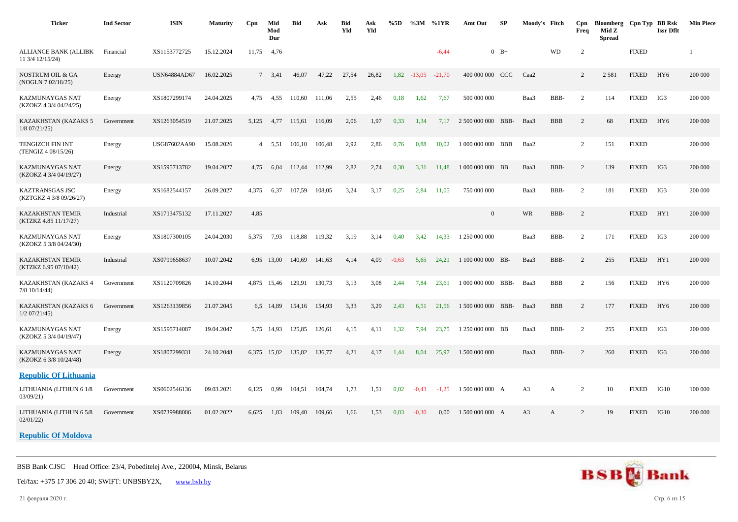| Ticker | Ind Sector | ISIN | Maturity | Cpn | Mid Mod Dur | Bid | Ask | Bid Yld | Ask Yld | %5D | %3M | %1YR | Amt Out | SP | Moody's | Fitch | Cpn Freq | Bloomberg Mid Z Spread | Cpn Typ | BB Rsk Issr Dflt | Min Piece |
|---|---|---|---|---|---|---|---|---|---|---|---|---|---|---|---|---|---|---|---|---|---|
| ALLIANCE BANK (ALLIBK 11 3/4 12/15/24) | Financial | XS1153772725 | 15.12.2024 | 11,75 | 4,76 | | | | | | | -6,44 | 0 | B+ | | WD | 2 | | FIXED | | 1 |
| NOSTRUM OIL & GA (NOGLN 7 02/16/25) | Energy | USN64884AD67 | 16.02.2025 | 7 | 3,41 | 46,07 | 47,22 | 27,54 | 26,82 | 1,82 | -13,05 | -21,70 | 400 000 000 | CCC | Caa2 | | 2 | 2 581 | FIXED | HY6 | 200 000 |
| KAZMUNAYGAS NAT (KZOKZ 4 3/4 04/24/25) | Energy | XS1807299174 | 24.04.2025 | 4,75 | 4,55 | 110,60 | 111,06 | 2,55 | 2,46 | 0,18 | 1,62 | 7,67 | 500 000 000 | | Baa3 | BBB- | 2 | 114 | FIXED | IG3 | 200 000 |
| KAZAKHSTAN (KAZAKS 5 1/8 07/21/25) | Government | XS1263054519 | 21.07.2025 | 5,125 | 4,77 | 115,61 | 116,09 | 2,06 | 1,97 | 0,33 | 1,34 | 7,17 | 2 500 000 000 | BBB- | Baa3 | BBB | 2 | 68 | FIXED | HY6 | 200 000 |
| TENGIZCH FIN INT (TENGIZ 4 08/15/26) | Energy | USG87602AA90 | 15.08.2026 | 4 | 5,51 | 106,10 | 106,48 | 2,92 | 2,86 | 0,76 | 0,88 | 10,02 | 1 000 000 000 | BBB | Baa2 | | 2 | 151 | FIXED | | 200 000 |
| KAZMUNAYGAS NAT (KZOKZ 4 3/4 04/19/27) | Energy | XS1595713782 | 19.04.2027 | 4,75 | 6,04 | 112,44 | 112,99 | 2,82 | 2,74 | 0,30 | 3,31 | 11,48 | 1 000 000 000 | BB | Baa3 | BBB- | 2 | 139 | FIXED | IG3 | 200 000 |
| KAZTRANSGAS JSC (KZTGKZ 4 3/8 09/26/27) | Energy | XS1682544157 | 26.09.2027 | 4,375 | 6,37 | 107,59 | 108,05 | 3,24 | 3,17 | 0,25 | 2,84 | 11,05 | 750 000 000 | | Baa3 | BBB- | 2 | 181 | FIXED | IG3 | 200 000 |
| KAZAKHSTAN TEMIR (KTZKZ 4.85 11/17/27) | Industrial | XS1713475132 | 17.11.2027 | 4,85 | | | | | | | | | 0 | | WR | BBB- | 2 | | FIXED | HY1 | 200 000 |
| KAZMUNAYGAS NAT (KZOKZ 5 3/8 04/24/30) | Energy | XS1807300105 | 24.04.2030 | 5,375 | 7,93 | 118,88 | 119,32 | 3,19 | 3,14 | 0,40 | 3,42 | 14,33 | 1 250 000 000 | | Baa3 | BBB- | 2 | 171 | FIXED | IG3 | 200 000 |
| KAZAKHSTAN TEMIR (KTZKZ 6.95 07/10/42) | Industrial | XS0799658637 | 10.07.2042 | 6,95 | 13,00 | 140,69 | 141,63 | 4,14 | 4,09 | -0,63 | 5,65 | 24,21 | 1 100 000 000 | BB- | Baa3 | BBB- | 2 | 255 | FIXED | HY1 | 200 000 |
| KAZAKHSTAN (KAZAKS 4 7/8 10/14/44) | Government | XS1120709826 | 14.10.2044 | 4,875 | 15,46 | 129,91 | 130,73 | 3,13 | 3,08 | 2,44 | 7,84 | 23,61 | 1 000 000 000 | BBB- | Baa3 | BBB | 2 | 156 | FIXED | HY6 | 200 000 |
| KAZAKHSTAN (KAZAKS 6 1/2 07/21/45) | Government | XS1263139856 | 21.07.2045 | 6,5 | 14,89 | 154,16 | 154,93 | 3,33 | 3,29 | 2,43 | 6,51 | 21,56 | 1 500 000 000 | BBB- | Baa3 | BBB | 2 | 177 | FIXED | HY6 | 200 000 |
| KAZMUNAYGAS NAT (KZOKZ 5 3/4 04/19/47) | Energy | XS1595714087 | 19.04.2047 | 5,75 | 14,93 | 125,85 | 126,61 | 4,15 | 4,11 | 1,32 | 7,94 | 23,75 | 1 250 000 000 | BB | Baa3 | BBB- | 2 | 255 | FIXED | IG3 | 200 000 |
| KAZMUNAYGAS NAT (KZOKZ 6 3/8 10/24/48) | Energy | XS1807299331 | 24.10.2048 | 6,375 | 15,02 | 135,82 | 136,77 | 4,21 | 4,17 | 1,44 | 8,04 | 25,97 | 1 500 000 000 | | Baa3 | BBB- | 2 | 260 | FIXED | IG3 | 200 000 |
| **Republic Of Lithuania** | | | | | | | | | | | | | | | | | | | | | |
| LITHUANIA (LITHUN 6 1/8 03/09/21) | Government | XS0602546136 | 09.03.2021 | 6,125 | 0,99 | 104,51 | 104,74 | 1,73 | 1,51 | 0,02 | -0,43 | -1,25 | 1 500 000 000 | A | A3 | A | 2 | 10 | FIXED | IG10 | 100 000 |
| LITHUANIA (LITHUN 6 5/8 02/01/22) | Government | XS0739988086 | 01.02.2022 | 6,625 | 1,83 | 109,40 | 109,66 | 1,66 | 1,53 | 0,03 | -0,30 | 0,00 | 1 500 000 000 | A | A3 | A | 2 | 19 | FIXED | IG10 | 200 000 |
| **Republic Of Moldova** | | | | | | | | | | | | | | | | | | | | | |

BSB Bank CJSC Head Office: 23/4, Pobeditelej Ave., 220004, Minsk, Belarus

Tel/fax: +375 17 306 20 40; SWIFT: UNBSBY2X, www.bsb.by

21 февраля 2020 г.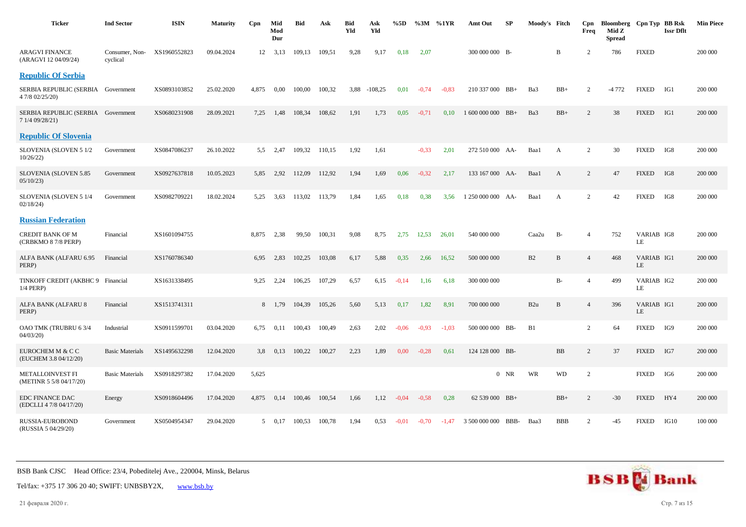| Ticker | Ind Sector | ISIN | Maturity | Cpn | Mid Mod Dur | Bid | Ask | Bid Yld | Ask Yld | %5D | %3M | %1YR | Amt Out | SP | Moody's | Fitch | Cpn Freq | Bloomberg Mid Z Spread | Cpn Typ | BB Rsk Issr Dflt | Min Piece |
|---|---|---|---|---|---|---|---|---|---|---|---|---|---|---|---|---|---|---|---|---|---|
| ARAGVI FINANCE (ARAGVI 12 04/09/24) | Consumer, Non-cyclical | XS1960552823 | 09.04.2024 | 12 | 3,13 | 109,13 | 109,51 | 9,28 | 9,17 | 0,18 | 2,07 | | 300 000 000 | B- | | B | 2 | 786 | FIXED | | 200 000 |
| **Republic Of Serbia** | | | | | | | | | | | | | | | | | | | | | |
| SERBIA REPUBLIC (SERBIA 4 7/8 02/25/20) | Government | XS0893103852 | 25.02.2020 | 4,875 | 0,00 | 100,00 | 100,32 | 3,88 | -108,25 | 0,01 | -0,74 | -0,83 | 210 337 000 | BB+ | Ba3 | BB+ | 2 | -4 772 | FIXED | IG1 | 200 000 |
| SERBIA REPUBLIC (SERBIA 7 1/4 09/28/21) | Government | XS0680231908 | 28.09.2021 | 7,25 | 1,48 | 108,34 | 108,62 | 1,91 | 1,73 | 0,05 | -0,71 | 0,10 | 1 600 000 000 | BB+ | Ba3 | BB+ | 2 | 38 | FIXED | IG1 | 200 000 |
| **Republic Of Slovenia** | | | | | | | | | | | | | | | | | | | | | |
| SLOVENIA (SLOVEN 5 1/2 10/26/22) | Government | XS0847086237 | 26.10.2022 | 5,5 | 2,47 | 109,32 | 110,15 | 1,92 | 1,61 | | -0,33 | 2,01 | 272 510 000 | AA- | Baa1 | A | 2 | 30 | FIXED | IG8 | 200 000 |
| SLOVENIA (SLOVEN 5.85 05/10/23) | Government | XS0927637818 | 10.05.2023 | 5,85 | 2,92 | 112,09 | 112,92 | 1,94 | 1,69 | 0,06 | -0,32 | 2,17 | 133 167 000 | AA- | Baa1 | A | 2 | 47 | FIXED | IG8 | 200 000 |
| SLOVENIA (SLOVEN 5 1/4 02/18/24) | Government | XS0982709221 | 18.02.2024 | 5,25 | 3,63 | 113,02 | 113,79 | 1,84 | 1,65 | 0,18 | 0,38 | 3,56 | 1 250 000 000 | AA- | Baa1 | A | 2 | 42 | FIXED | IG8 | 200 000 |
| **Russian Federation** | | | | | | | | | | | | | | | | | | | | | |
| CREDIT BANK OF M (CRBKMO 8 7/8 PERP) | Financial | XS1601094755 | | 8,875 | 2,38 | 99,50 | 100,31 | 9,08 | 8,75 | 2,75 | 12,53 | 26,01 | 540 000 000 | | Caa2u | B- | 4 | 752 | VARIABLE | IG8 | 200 000 |
| ALFA BANK (ALFARU 6.95 PERP) | Financial | XS1760786340 | | 6,95 | 2,83 | 102,25 | 103,08 | 6,17 | 5,88 | 0,35 | 2,66 | 16,52 | 500 000 000 | | B2 | B | 4 | 468 | VARIABLE | IG1 | 200 000 |
| TINKOFF CREDIT (AKBHC 9 1/4 PERP) | Financial | XS1631338495 | | 9,25 | 2,24 | 106,25 | 107,29 | 6,57 | 6,15 | -0,14 | 1,16 | 6,18 | 300 000 000 | | | B- | 4 | 499 | VARIABLE | IG2 | 200 000 |
| ALFA BANK (ALFARU 8 PERP) | Financial | XS1513741311 | | 8 | 1,79 | 104,39 | 105,26 | 5,60 | 5,13 | 0,17 | 1,82 | 8,91 | 700 000 000 | | B2u | B | 4 | 396 | VARIABLE | IG1 | 200 000 |
| OAO TMK (TRUBRU 6 3/4 04/03/20) | Industrial | XS0911599701 | 03.04.2020 | 6,75 | 0,11 | 100,43 | 100,49 | 2,63 | 2,02 | -0,06 | -0,93 | -1,03 | 500 000 000 | BB- | B1 | | 2 | 64 | FIXED | IG9 | 200 000 |
| EUROCHEM M & C C (EUCHEM 3.8 04/12/20) | Basic Materials | XS1495632298 | 12.04.2020 | 3,8 | 0,13 | 100,22 | 100,27 | 2,23 | 1,89 | 0,00 | -0,28 | 0,61 | 124 128 000 | BB- | | BB | 2 | 37 | FIXED | IG7 | 200 000 |
| METALLOINVEST FI (METINR 5 5/8 04/17/20) | Basic Materials | XS0918297382 | 17.04.2020 | 5,625 | | | | | | | | | 0 | NR | WR | WD | 2 | | FIXED | IG6 | 200 000 |
| EDC FINANCE DAC (EDCLLI 4 7/8 04/17/20) | Energy | XS0918604496 | 17.04.2020 | 4,875 | 0,14 | 100,46 | 100,54 | 1,66 | 1,12 | -0,04 | -0,58 | 0,28 | 62 539 000 | BB+ | | BB+ | 2 | -30 | FIXED | HY4 | 200 000 |
| RUSSIA-EUROBOND (RUSSIA 5 04/29/20) | Government | XS0504954347 | 29.04.2020 | 5 | 0,17 | 100,53 | 100,78 | 1,94 | 0,53 | -0,01 | -0,70 | -1,47 | 3 500 000 000 | BBB- | Baa3 | BBB | 2 | -45 | FIXED | IG10 | 100 000 |

BSB Bank CJSC Head Office: 23/4, Pobeditelej Ave., 220004, Minsk, Belarus

Tel/fax: +375 17 306 20 40; SWIFT: UNBSBY2X, www.bsb.by

21 февраля 2020 г.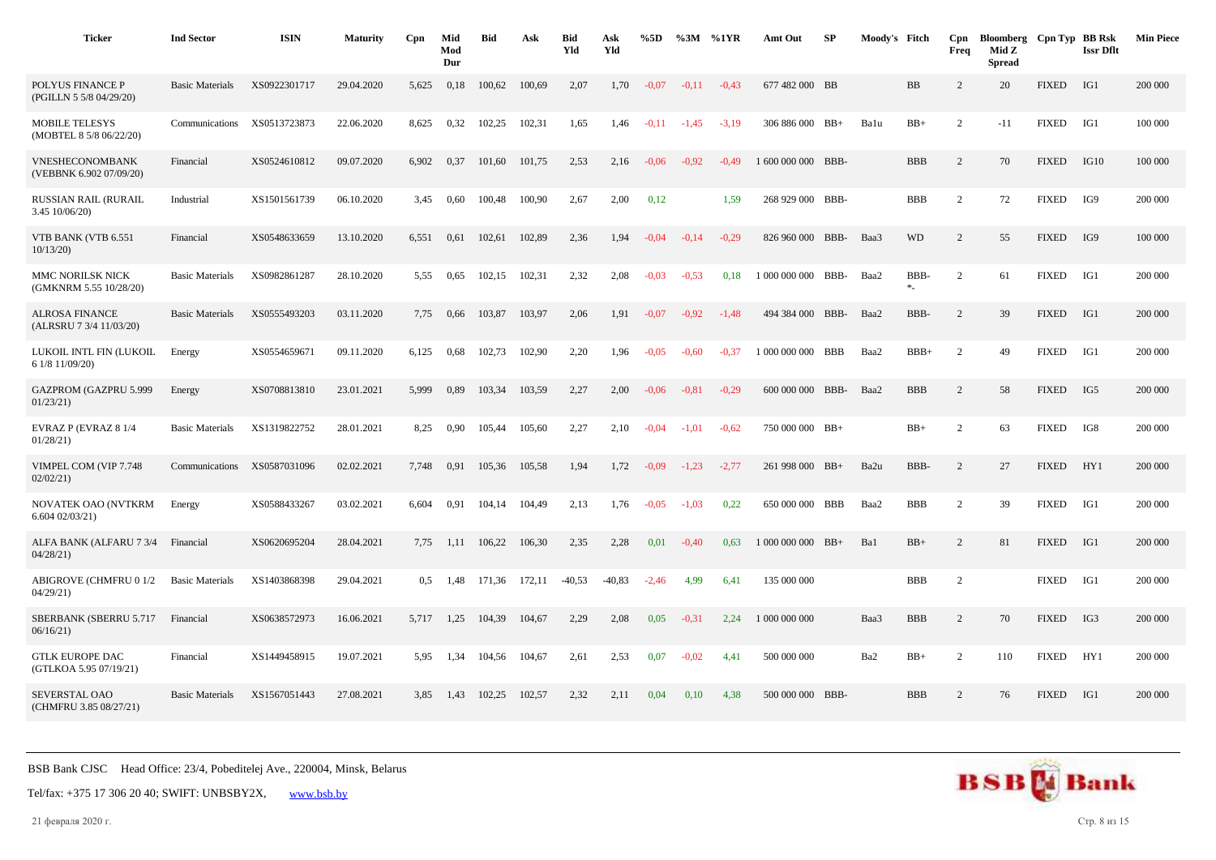| Ticker | Ind Sector | ISIN | Maturity | Cpn | Mid Mod Dur | Bid | Ask | Bid Yld | Ask Yld | %5D | %3M | %1YR | Amt Out | SP | Moody's | Fitch | Cpn Freq | Bloomberg Mid Z Spread | Cpn Typ | BB Rsk Issr Dflt | Min Piece |
|---|---|---|---|---|---|---|---|---|---|---|---|---|---|---|---|---|---|---|---|---|---|
| POLYUS FINANCE P (PGILLN 5 5/8 04/29/20) | Basic Materials | XS0922301717 | 29.04.2020 | 5,625 | 0,18 | 100,62 | 100,69 | 2,07 | 1,70 | -0,07 | -0,11 | -0,43 | 677 482 000 | BB | | BB | 2 | 20 | FIXED | IG1 | 200 000 |
| MOBILE TELESYS (MOBTEL 8 5/8 06/22/20) | Communications | XS0513723873 | 22.06.2020 | 8,625 | 0,32 | 102,25 | 102,31 | 1,65 | 1,46 | -0,11 | -1,45 | -3,19 | 306 886 000 | BB+ | Ba1u | BB+ | 2 | -11 | FIXED | IG1 | 100 000 |
| VNESHECONOMBANK (VEBBNK 6.902 07/09/20) | Financial | XS0524610812 | 09.07.2020 | 6,902 | 0,37 | 101,60 | 101,75 | 2,53 | 2,16 | -0,06 | -0,92 | -0,49 | 1 600 000 000 | BBB- | | BBB | 2 | 70 | FIXED | IG10 | 100 000 |
| RUSSIAN RAIL (RURAIL 3.45 10/06/20) | Industrial | XS1501561739 | 06.10.2020 | 3,45 | 0,60 | 100,48 | 100,90 | 2,67 | 2,00 | 0,12 | | 1,59 | 268 929 000 | BBB- | | BBB | 2 | 72 | FIXED | IG9 | 200 000 |
| VTB BANK (VTB 6.551 10/13/20) | Financial | XS0548633659 | 13.10.2020 | 6,551 | 0,61 | 102,61 | 102,89 | 2,36 | 1,94 | -0,04 | -0,14 | -0,29 | 826 960 000 | BBB- | Baa3 | WD | 2 | 55 | FIXED | IG9 | 100 000 |
| MMC NORILSK NICK (GMKNRM 5.55 10/28/20) | Basic Materials | XS0982861287 | 28.10.2020 | 5,55 | 0,65 | 102,15 | 102,31 | 2,32 | 2,08 | -0,03 | -0,53 | 0,18 | 1 000 000 000 | BBB- | Baa2 | BBB- *- | 2 | 61 | FIXED | IG1 | 200 000 |
| ALROSA FINANCE (ALRSRU 7 3/4 11/03/20) | Basic Materials | XS0555493203 | 03.11.2020 | 7,75 | 0,66 | 103,87 | 103,97 | 2,06 | 1,91 | -0,07 | -0,92 | -1,48 | 494 384 000 | BBB- | Baa2 | BBB- | 2 | 39 | FIXED | IG1 | 200 000 |
| LUKOIL INTL FIN (LUKOIL 6 1/8 11/09/20) | Energy | XS0554659671 | 09.11.2020 | 6,125 | 0,68 | 102,73 | 102,90 | 2,20 | 1,96 | -0,05 | -0,60 | -0,37 | 1 000 000 000 | BBB | Baa2 | BBB+ | 2 | 49 | FIXED | IG1 | 200 000 |
| GAZPROM (GAZPRU 5.999 01/23/21) | Energy | XS0708813810 | 23.01.2021 | 5,999 | 0,89 | 103,34 | 103,59 | 2,27 | 2,00 | -0,06 | -0,81 | -0,29 | 600 000 000 | BBB- | Baa2 | BBB | 2 | 58 | FIXED | IG5 | 200 000 |
| EVRAZ P (EVRAZ 8 1/4 01/28/21) | Basic Materials | XS1319822752 | 28.01.2021 | 8,25 | 0,90 | 105,44 | 105,60 | 2,27 | 2,10 | -0,04 | -1,01 | -0,62 | 750 000 000 | BB+ | | BB+ | 2 | 63 | FIXED | IG8 | 200 000 |
| VIMPEL COM (VIP 7.748 02/02/21) | Communications | XS0587031096 | 02.02.2021 | 7,748 | 0,91 | 105,36 | 105,58 | 1,94 | 1,72 | -0,09 | -1,23 | -2,77 | 261 998 000 | BB+ | Ba2u | BBB- | 2 | 27 | FIXED | HY1 | 200 000 |
| NOVATEK OAO (NVTKRM 6.604 02/03/21) | Energy | XS0588433267 | 03.02.2021 | 6,604 | 0,91 | 104,14 | 104,49 | 2,13 | 1,76 | -0,05 | -1,03 | 0,22 | 650 000 000 | BBB | Baa2 | BBB | 2 | 39 | FIXED | IG1 | 200 000 |
| ALFA BANK (ALFARU 7 3/4 04/28/21) | Financial | XS0620695204 | 28.04.2021 | 7,75 | 1,11 | 106,22 | 106,30 | 2,35 | 2,28 | 0,01 | -0,40 | 0,63 | 1 000 000 000 | BB+ | Ba1 | BB+ | 2 | 81 | FIXED | IG1 | 200 000 |
| ABIGROVE (CHMFRU 0 1/2 04/29/21) | Basic Materials | XS1403868398 | 29.04.2021 | 0,5 | 1,48 | 171,36 | 172,11 | -40,53 | -40,83 | -2,46 | 4,99 | 6,41 | 135 000 000 | | | BBB | 2 | | FIXED | IG1 | 200 000 |
| SBERBANK (SBERRU 5.717 06/16/21) | Financial | XS0638572973 | 16.06.2021 | 5,717 | 1,25 | 104,39 | 104,67 | 2,29 | 2,08 | 0,05 | -0,31 | 2,24 | 1 000 000 000 | | Baa3 | BBB | 2 | 70 | FIXED | IG3 | 200 000 |
| GTLK EUROPE DAC (GTLKOA 5.95 07/19/21) | Financial | XS1449458915 | 19.07.2021 | 5,95 | 1,34 | 104,56 | 104,67 | 2,61 | 2,53 | 0,07 | -0,02 | 4,41 | 500 000 000 | | Ba2 | BB+ | 2 | 110 | FIXED | HY1 | 200 000 |
| SEVERSTAL OAO (CHMFRU 3.85 08/27/21) | Basic Materials | XS1567051443 | 27.08.2021 | 3,85 | 1,43 | 102,25 | 102,57 | 2,32 | 2,11 | 0,04 | 0,10 | 4,38 | 500 000 000 | BBB- | | BBB | 2 | 76 | FIXED | IG1 | 200 000 |

BSB Bank CJSC Head Office: 23/4, Pobeditelej Ave., 220004, Minsk, Belarus

Tel/fax: +375 17 306 20 40; SWIFT: UNBSBY2X, www.bsb.by

21 февраля 2020 г.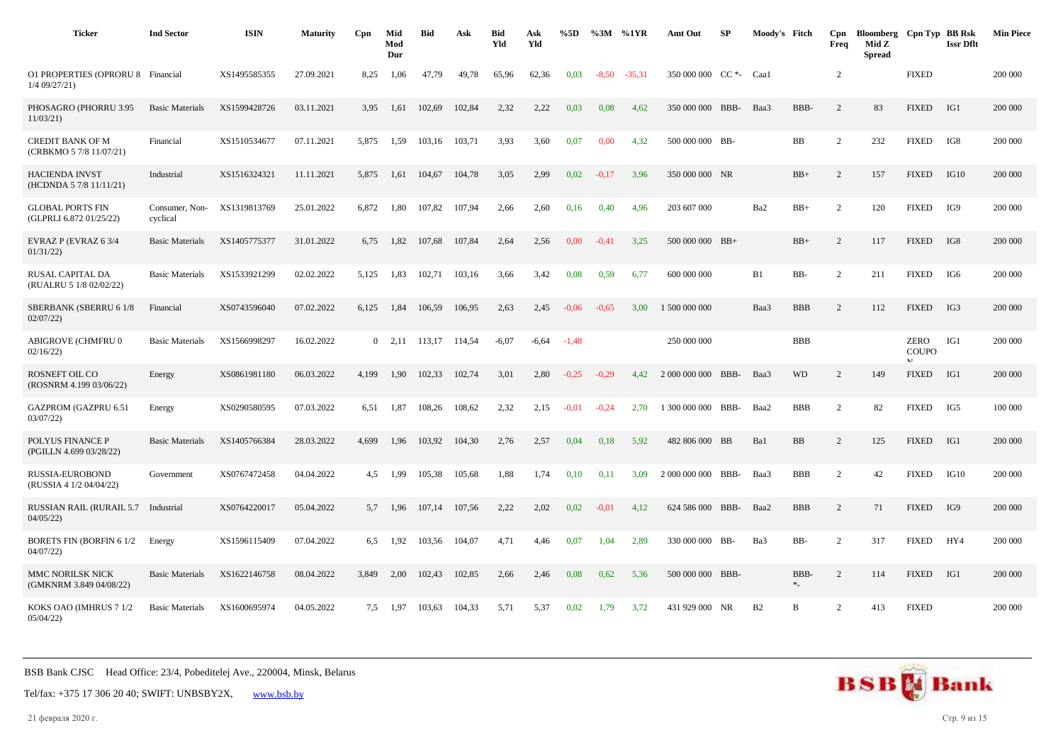| Ticker | Ind Sector | ISIN | Maturity | Cpn | Mid Mod Dur | Bid | Ask | Bid Yld | Ask Yld | %5D | %3M | %1YR | Amt Out | SP | Moody's | Fitch | Cpn Freq | Bloomberg Mid Z Spread | Cpn Typ | BB Rsk Issr Dflt | Min Piece |
|---|---|---|---|---|---|---|---|---|---|---|---|---|---|---|---|---|---|---|---|---|---|
| O1 PROPERTIES (OPRORU 8 1/4 09/27/21) | Financial | XS1495585355 | 27.09.2021 | 8,25 | 1,06 | 47,79 | 49,78 | 65,96 | 62,36 | 0,03 | -8,50 | -35,31 | 350 000 000 | CC *- | Caa1 | | 2 | | FIXED | | 200 000 |
| PHOSAGRO (PHORRU 3.95 11/03/21) | Basic Materials | XS1599428726 | 03.11.2021 | 3,95 | 1,61 | 102,69 | 102,84 | 2,32 | 2,22 | 0,03 | 0,08 | 4,62 | 350 000 000 | BBB- | Baa3 | BBB- | 2 | 83 | FIXED | IG1 | 200 000 |
| CREDIT BANK OF M (CRBKMO 5 7/8 11/07/21) | Financial | XS1510534677 | 07.11.2021 | 5,875 | 1,59 | 103,16 | 103,71 | 3,93 | 3,60 | 0,07 | 0,00 | 4,32 | 500 000 000 | BB- | | BB | 2 | 232 | FIXED | IG8 | 200 000 |
| HACIENDA INVST (HCDNDA 5 7/8 11/11/21) | Industrial | XS1516324321 | 11.11.2021 | 5,875 | 1,61 | 104,67 | 104,78 | 3,05 | 2,99 | 0,02 | -0,17 | 3,96 | 350 000 000 | NR | | BB+ | 2 | 157 | FIXED | IG10 | 200 000 |
| GLOBAL PORTS FIN (GLPRLI 6.872 01/25/22) | Consumer, Non-cyclical | XS1319813769 | 25.01.2022 | 6,872 | 1,80 | 107,82 | 107,94 | 2,66 | 2,60 | 0,16 | 0,40 | 4,96 | 203 607 000 | | Ba2 | BB+ | 2 | 120 | FIXED | IG9 | 200 000 |
| EVRAZ P (EVRAZ 6 3/4 01/31/22) | Basic Materials | XS1405775377 | 31.01.2022 | 6,75 | 1,82 | 107,68 | 107,84 | 2,64 | 2,56 | 0,00 | -0,41 | 3,25 | 500 000 000 | BB+ | | BB+ | 2 | 117 | FIXED | IG8 | 200 000 |
| RUSAL CAPITAL DA (RUALRU 5 1/8 02/02/22) | Basic Materials | XS1533921299 | 02.02.2022 | 5,125 | 1,83 | 102,71 | 103,16 | 3,66 | 3,42 | 0,08 | 0,59 | 6,77 | 600 000 000 | | B1 | BB- | 2 | 211 | FIXED | IG6 | 200 000 |
| SBERBANK (SBERRU 6 1/8 02/07/22) | Financial | XS0743596040 | 07.02.2022 | 6,125 | 1,84 | 106,59 | 106,95 | 2,63 | 2,45 | -0,06 | -0,65 | 3,00 | 1 500 000 000 | | Baa3 | BBB | 2 | 112 | FIXED | IG3 | 200 000 |
| ABIGROVE (CHMFRU 0 02/16/22) | Basic Materials | XS1566998297 | 16.02.2022 | 0 | 2,11 | 113,17 | 114,54 | -6,07 | -6,64 | -1,48 | | | 250 000 000 | | | BBB | | | ZERO COUPON | IG1 | 200 000 |
| ROSNEFT OIL CO (ROSNRM 4.199 03/06/22) | Energy | XS0861981180 | 06.03.2022 | 4,199 | 1,90 | 102,33 | 102,74 | 3,01 | 2,80 | -0,25 | -0,29 | 4,42 | 2 000 000 000 | BBB- | Baa3 | WD | 2 | 149 | FIXED | IG1 | 200 000 |
| GAZPROM (GAZPRU 6.51 03/07/22) | Energy | XS0290580595 | 07.03.2022 | 6,51 | 1,87 | 108,26 | 108,62 | 2,32 | 2,15 | -0,01 | -0,24 | 2,70 | 1 300 000 000 | BBB- | Baa2 | BBB | 2 | 82 | FIXED | IG5 | 100 000 |
| POLYUS FINANCE P (PGILLN 4.699 03/28/22) | Basic Materials | XS1405766384 | 28.03.2022 | 4,699 | 1,96 | 103,92 | 104,30 | 2,76 | 2,57 | 0,04 | 0,18 | 5,92 | 482 806 000 | BB | Ba1 | BB | 2 | 125 | FIXED | IG1 | 200 000 |
| RUSSIA-EUROBOND (RUSSIA 4 1/2 04/04/22) | Government | XS0767472458 | 04.04.2022 | 4,5 | 1,99 | 105,38 | 105,68 | 1,88 | 1,74 | 0,10 | 0,11 | 3,09 | 2 000 000 000 | BBB- | Baa3 | BBB | 2 | 42 | FIXED | IG10 | 200 000 |
| RUSSIAN RAIL (RURAIL 5.7 04/05/22) | Industrial | XS0764220017 | 05.04.2022 | 5,7 | 1,96 | 107,14 | 107,56 | 2,22 | 2,02 | 0,02 | -0,01 | 4,12 | 624 586 000 | BBB- | Baa2 | BBB | 2 | 71 | FIXED | IG9 | 200 000 |
| BORETS FIN (BORFIN 6 1/2 04/07/22) | Energy | XS1596115409 | 07.04.2022 | 6,5 | 1,92 | 103,56 | 104,07 | 4,71 | 4,46 | 0,07 | 1,04 | 2,89 | 330 000 000 | BB- | Ba3 | BB- | 2 | 317 | FIXED | HY4 | 200 000 |
| MMC NORILSK NICK (GMKNRM 3.849 04/08/22) | Basic Materials | XS1622146758 | 08.04.2022 | 3,849 | 2,00 | 102,43 | 102,85 | 2,66 | 2,46 | 0,08 | 0,62 | 5,36 | 500 000 000 | BBB- | | BBB- *- | 2 | 114 | FIXED | IG1 | 200 000 |
| KOKS OAO (IMHRUS 7 1/2 05/04/22) | Basic Materials | XS1600695974 | 04.05.2022 | 7,5 | 1,97 | 103,63 | 104,33 | 5,71 | 5,37 | 0,02 | 1,79 | 3,72 | 431 929 000 | NR | B2 | B | 2 | 413 | FIXED | | 200 000 |

BSB Bank CJSC Head Office: 23/4, Pobeditelej Ave., 220004, Minsk, Belarus

Tel/fax: +375 17 306 20 40; SWIFT: UNBSBY2X, www.bsb.by

21 февраля 2020 г.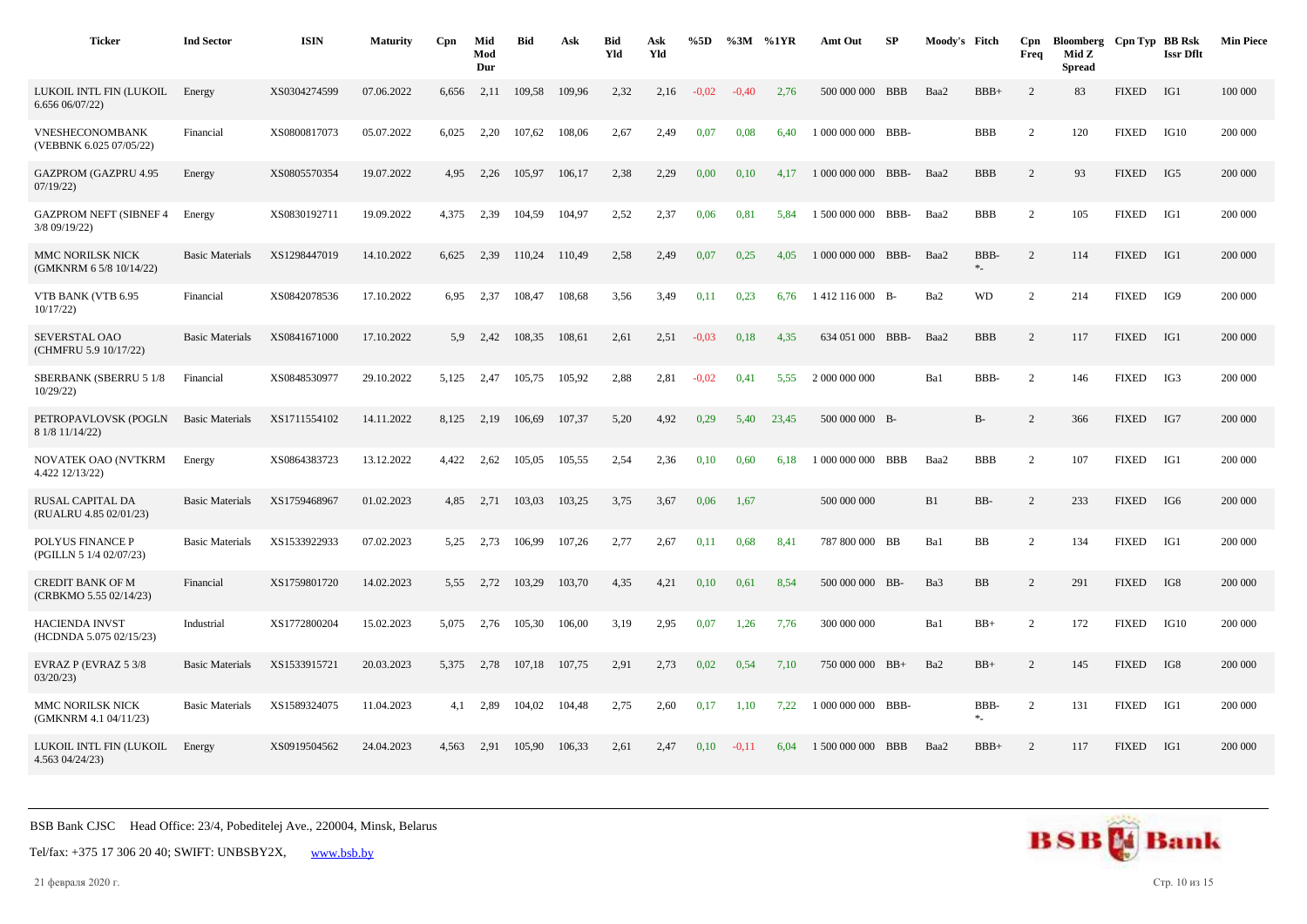| Ticker | Ind Sector | ISIN | Maturity | Cpn | Mid Mod Dur | Bid | Ask | Bid Yld | Ask Yld | %5D | %3M | %1YR | Amt Out | SP | Moody's | Fitch | Cpn Freq | Bloomberg Mid Z Spread | Cpn Typ | BB Rsk Issr Dflt | Min Piece |
|---|---|---|---|---|---|---|---|---|---|---|---|---|---|---|---|---|---|---|---|---|---|
| LUKOIL INTL FIN (LUKOIL 6.656 06/07/22) | Energy | XS0304274599 | 07.06.2022 | 6,656 | 2,11 | 109,58 | 109,96 | 2,32 | 2,16 | -0,02 | -0,40 | 2,76 | 500 000 000 | BBB | Baa2 | BBB+ | 2 | 83 | FIXED | IG1 | 100 000 |
| VNESHECONOMBANK (VEBBNK 6.025 07/05/22) | Financial | XS0800817073 | 05.07.2022 | 6,025 | 2,20 | 107,62 | 108,06 | 2,67 | 2,49 | 0,07 | 0,08 | 6,40 | 1 000 000 000 | BBB- | | BBB | 2 | 120 | FIXED | IG10 | 200 000 |
| GAZPROM (GAZPRU 4.95 07/19/22) | Energy | XS0805570354 | 19.07.2022 | 4,95 | 2,26 | 105,97 | 106,17 | 2,38 | 2,29 | 0,00 | 0,10 | 4,17 | 1 000 000 000 | BBB- | Baa2 | BBB | 2 | 93 | FIXED | IG5 | 200 000 |
| GAZPROM NEFT (SIBNEF 4 3/8 09/19/22) | Energy | XS0830192711 | 19.09.2022 | 4,375 | 2,39 | 104,59 | 104,97 | 2,52 | 2,37 | 0,06 | 0,81 | 5,84 | 1 500 000 000 | BBB- | Baa2 | BBB | 2 | 105 | FIXED | IG1 | 200 000 |
| MMC NORILSK NICK (GMKNRM 6 5/8 10/14/22) | Basic Materials | XS1298447019 | 14.10.2022 | 6,625 | 2,39 | 110,24 | 110,49 | 2,58 | 2,49 | 0,07 | 0,25 | 4,05 | 1 000 000 000 | BBB- | Baa2 | BBB- *- | 2 | 114 | FIXED | IG1 | 200 000 |
| VTB BANK (VTB 6.95 10/17/22) | Financial | XS0842078536 | 17.10.2022 | 6,95 | 2,37 | 108,47 | 108,68 | 3,56 | 3,49 | 0,11 | 0,23 | 6,76 | 1 412 116 000 | B- | Ba2 | WD | 2 | 214 | FIXED | IG9 | 200 000 |
| SEVERSTAL OAO (CHMFRU 5.9 10/17/22) | Basic Materials | XS0841671000 | 17.10.2022 | 5,9 | 2,42 | 108,35 | 108,61 | 2,61 | 2,51 | -0,03 | 0,18 | 4,35 | 634 051 000 | BBB- | Baa2 | BBB | 2 | 117 | FIXED | IG1 | 200 000 |
| SBERBANK (SBERRU 5 1/8 10/29/22) | Financial | XS0848530977 | 29.10.2022 | 5,125 | 2,47 | 105,75 | 105,92 | 2,88 | 2,81 | -0,02 | 0,41 | 5,55 | 2 000 000 000 | | Ba1 | BBB- | 2 | 146 | FIXED | IG3 | 200 000 |
| PETROPAVLOVSK (POGLN 8 1/8 11/14/22) | Basic Materials | XS1711554102 | 14.11.2022 | 8,125 | 2,19 | 106,69 | 107,37 | 5,20 | 4,92 | 0,29 | 5,40 | 23,45 | 500 000 000 | B- | | B- | 2 | 366 | FIXED | IG7 | 200 000 |
| NOVATEK OAO (NVTKRM 4.422 12/13/22) | Energy | XS0864383723 | 13.12.2022 | 4,422 | 2,62 | 105,05 | 105,55 | 2,54 | 2,36 | 0,10 | 0,60 | 6,18 | 1 000 000 000 | BBB | Baa2 | BBB | 2 | 107 | FIXED | IG1 | 200 000 |
| RUSAL CAPITAL DA (RUALRU 4.85 02/01/23) | Basic Materials | XS1759468967 | 01.02.2023 | 4,85 | 2,71 | 103,03 | 103,25 | 3,75 | 3,67 | 0,06 | 1,67 | | 500 000 000 | | B1 | BB- | 2 | 233 | FIXED | IG6 | 200 000 |
| POLYUS FINANCE P (PGILLN 5 1/4 02/07/23) | Basic Materials | XS1533922933 | 07.02.2023 | 5,25 | 2,73 | 106,99 | 107,26 | 2,77 | 2,67 | 0,11 | 0,68 | 8,41 | 787 800 000 | BB | Ba1 | BB | 2 | 134 | FIXED | IG1 | 200 000 |
| CREDIT BANK OF M (CRBKMO 5.55 02/14/23) | Financial | XS1759801720 | 14.02.2023 | 5,55 | 2,72 | 103,29 | 103,70 | 4,35 | 4,21 | 0,10 | 0,61 | 8,54 | 500 000 000 | BB- | Ba3 | BB | 2 | 291 | FIXED | IG8 | 200 000 |
| HACIENDA INVST (HCDNDA 5.075 02/15/23) | Industrial | XS1772800204 | 15.02.2023 | 5,075 | 2,76 | 105,30 | 106,00 | 3,19 | 2,95 | 0,07 | 1,26 | 7,76 | 300 000 000 | | Ba1 | BB+ | 2 | 172 | FIXED | IG10 | 200 000 |
| EVRAZ P (EVRAZ 5 3/8 03/20/23) | Basic Materials | XS1533915721 | 20.03.2023 | 5,375 | 2,78 | 107,18 | 107,75 | 2,91 | 2,73 | 0,02 | 0,54 | 7,10 | 750 000 000 | BB+ | Ba2 | BB+ | 2 | 145 | FIXED | IG8 | 200 000 |
| MMC NORILSK NICK (GMKNRM 4.1 04/11/23) | Basic Materials | XS1589324075 | 11.04.2023 | 4,1 | 2,89 | 104,02 | 104,48 | 2,75 | 2,60 | 0,17 | 1,10 | 7,22 | 1 000 000 000 | BBB- | | BBB- *- | 2 | 131 | FIXED | IG1 | 200 000 |
| LUKOIL INTL FIN (LUKOIL 4.563 04/24/23) | Energy | XS0919504562 | 24.04.2023 | 4,563 | 2,91 | 105,90 | 106,33 | 2,61 | 2,47 | 0,10 | -0,11 | 6,04 | 1 500 000 000 | BBB | Baa2 | BBB+ | 2 | 117 | FIXED | IG1 | 200 000 |

BSB Bank CJSC Head Office: 23/4, Pobeditelej Ave., 220004, Minsk, Belarus

Tel/fax: +375 17 306 20 40; SWIFT: UNBSBY2X, www.bsb.by

21 февраля 2020 г.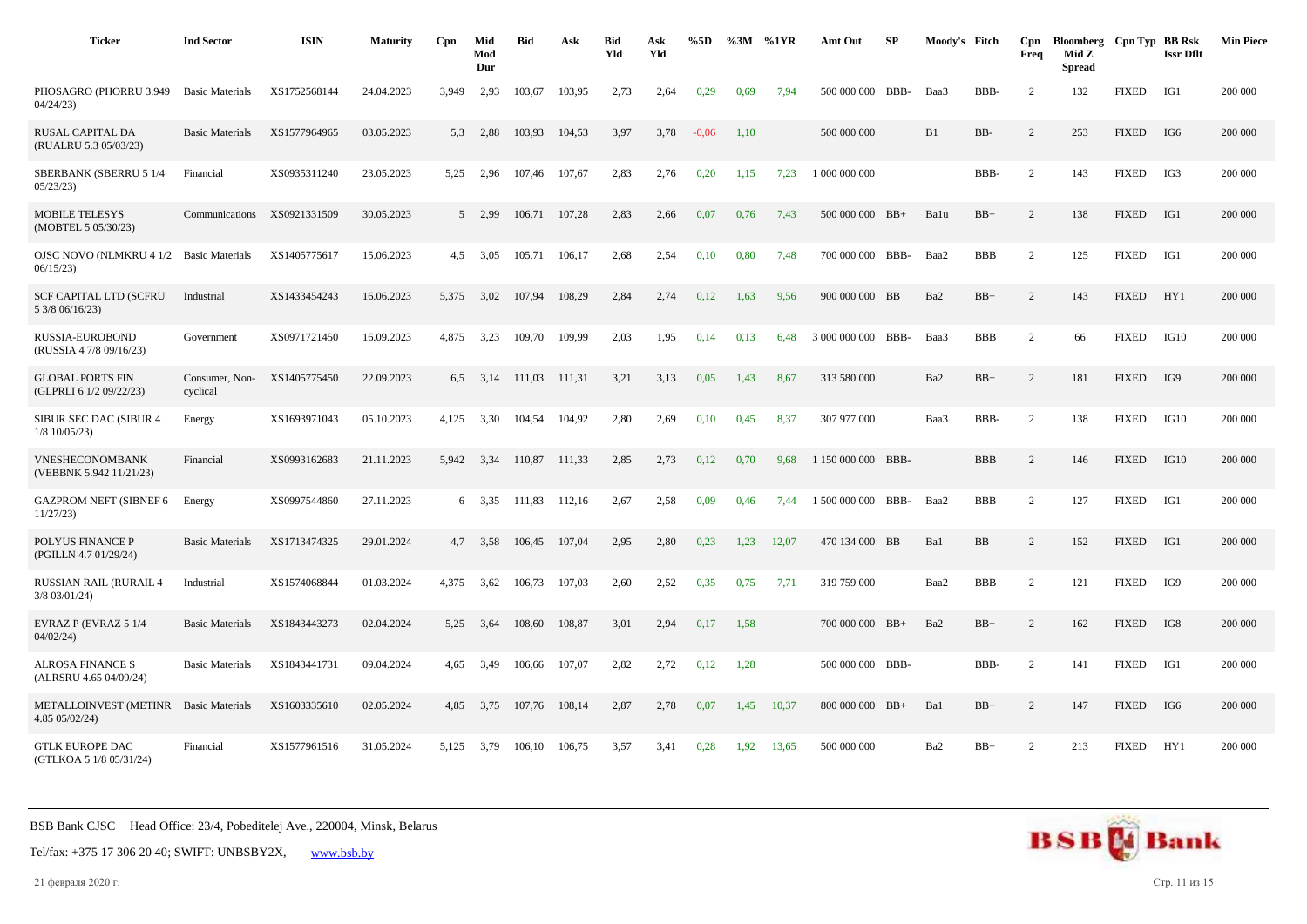| Ticker | Ind Sector | ISIN | Maturity | Cpn | Mid Mod Dur | Bid | Ask | Bid Yld | Ask Yld | %5D | %3M | %1YR | Amt Out | SP | Moody's | Fitch | Cpn Freq | Bloomberg Mid Z Spread | Cpn Typ | BB Rsk Issr Dflt | Min Piece |
|---|---|---|---|---|---|---|---|---|---|---|---|---|---|---|---|---|---|---|---|---|---|
| PHOSAGRO (PHORRU 3.949 04/24/23) | Basic Materials | XS1752568144 | 24.04.2023 | 3,949 | 2,93 | 103,67 | 103,95 | 2,73 | 2,64 | 0,29 | 0,69 | 7,94 | 500 000 000 | BBB- | Baa3 | BBB- | 2 | 132 | FIXED | IG1 | 200 000 |
| RUSAL CAPITAL DA (RUALRU 5.3 05/03/23) | Basic Materials | XS1577964965 | 03.05.2023 | 5,3 | 2,88 | 103,93 | 104,53 | 3,97 | 3,78 | -0,06 | 1,10 | | 500 000 000 | | B1 | BB- | 2 | 253 | FIXED | IG6 | 200 000 |
| SBERBANK (SBERRU 5 1/4 05/23/23) | Financial | XS0935311240 | 23.05.2023 | 5,25 | 2,96 | 107,46 | 107,67 | 2,83 | 2,76 | 0,20 | 1,15 | 7,23 | 1 000 000 000 | | | BBB- | 2 | 143 | FIXED | IG3 | 200 000 |
| MOBILE TELESYS (MOBTEL 5 05/30/23) | Communications | XS0921331509 | 30.05.2023 | 5 | 2,99 | 106,71 | 107,28 | 2,83 | 2,66 | 0,07 | 0,76 | 7,43 | 500 000 000 | BB+ | Ba1u | BB+ | 2 | 138 | FIXED | IG1 | 200 000 |
| OJSC NOVO (NLMKRU 4 1/2 06/15/23) | Basic Materials | XS1405775617 | 15.06.2023 | 4,5 | 3,05 | 105,71 | 106,17 | 2,68 | 2,54 | 0,10 | 0,80 | 7,48 | 700 000 000 | BBB- | Baa2 | BBB | 2 | 125 | FIXED | IG1 | 200 000 |
| SCF CAPITAL LTD (SCFRU 5 3/8 06/16/23) | Industrial | XS1433454243 | 16.06.2023 | 5,375 | 3,02 | 107,94 | 108,29 | 2,84 | 2,74 | 0,12 | 1,63 | 9,56 | 900 000 000 | BB | Ba2 | BB+ | 2 | 143 | FIXED | HY1 | 200 000 |
| RUSSIA-EUROBOND (RUSSIA 4 7/8 09/16/23) | Government | XS0971721450 | 16.09.2023 | 4,875 | 3,23 | 109,70 | 109,99 | 2,03 | 1,95 | 0,14 | 0,13 | 6,48 | 3 000 000 000 | BBB- | Baa3 | BBB | 2 | 66 | FIXED | IG10 | 200 000 |
| GLOBAL PORTS FIN (GLPRLI 6 1/2 09/22/23) | Consumer, Non-cyclical | XS1405775450 | 22.09.2023 | 6,5 | 3,14 | 111,03 | 111,31 | 3,21 | 3,13 | 0,05 | 1,43 | 8,67 | 313 580 000 | | Ba2 | BB+ | 2 | 181 | FIXED | IG9 | 200 000 |
| SIBUR SEC DAC (SIBUR 4 1/8 10/05/23) | Energy | XS1693971043 | 05.10.2023 | 4,125 | 3,30 | 104,54 | 104,92 | 2,80 | 2,69 | 0,10 | 0,45 | 8,37 | 307 977 000 | | Baa3 | BBB- | 2 | 138 | FIXED | IG10 | 200 000 |
| VNESHECONOMBANK (VEBBNK 5.942 11/21/23) | Financial | XS0993162683 | 21.11.2023 | 5,942 | 3,34 | 110,87 | 111,33 | 2,85 | 2,73 | 0,12 | 0,70 | 9,68 | 1 150 000 000 | BBB- | | BBB | 2 | 146 | FIXED | IG10 | 200 000 |
| GAZPROM NEFT (SIBNEF 6 11/27/23) | Energy | XS0997544860 | 27.11.2023 | 6 | 3,35 | 111,83 | 112,16 | 2,67 | 2,58 | 0,09 | 0,46 | 7,44 | 1 500 000 000 | BBB- | Baa2 | BBB | 2 | 127 | FIXED | IG1 | 200 000 |
| POLYUS FINANCE P (PGILLN 4.7 01/29/24) | Basic Materials | XS1713474325 | 29.01.2024 | 4,7 | 3,58 | 106,45 | 107,04 | 2,95 | 2,80 | 0,23 | 1,23 | 12,07 | 470 134 000 | BB | Ba1 | BB | 2 | 152 | FIXED | IG1 | 200 000 |
| RUSSIAN RAIL (RURAIL 4 3/8 03/01/24) | Industrial | XS1574068844 | 01.03.2024 | 4,375 | 3,62 | 106,73 | 107,03 | 2,60 | 2,52 | 0,35 | 0,75 | 7,71 | 319 759 000 | | Baa2 | BBB | 2 | 121 | FIXED | IG9 | 200 000 |
| EVRAZ P (EVRAZ 5 1/4 04/02/24) | Basic Materials | XS1843443273 | 02.04.2024 | 5,25 | 3,64 | 108,60 | 108,87 | 3,01 | 2,94 | 0,17 | 1,58 | | 700 000 000 | BB+ | Ba2 | BB+ | 2 | 162 | FIXED | IG8 | 200 000 |
| ALROSA FINANCE S (ALRSRU 4.65 04/09/24) | Basic Materials | XS1843441731 | 09.04.2024 | 4,65 | 3,49 | 106,66 | 107,07 | 2,82 | 2,72 | 0,12 | 1,28 | | 500 000 000 | BBB- | | BBB- | 2 | 141 | FIXED | IG1 | 200 000 |
| METALLOINVEST (METINR 4.85 05/02/24) | Basic Materials | XS1603335610 | 02.05.2024 | 4,85 | 3,75 | 107,76 | 108,14 | 2,87 | 2,78 | 0,07 | 1,45 | 10,37 | 800 000 000 | BB+ | Ba1 | BB+ | 2 | 147 | FIXED | IG6 | 200 000 |
| GTLK EUROPE DAC (GTLKOA 5 1/8 05/31/24) | Financial | XS1577961516 | 31.05.2024 | 5,125 | 3,79 | 106,10 | 106,75 | 3,57 | 3,41 | 0,28 | 1,92 | 13,65 | 500 000 000 | | Ba2 | BB+ | 2 | 213 | FIXED | HY1 | 200 000 |

BSB Bank CJSC Head Office: 23/4, Pobeditelej Ave., 220004, Minsk, Belarus

Tel/fax: +375 17 306 20 40; SWIFT: UNBSBY2X, www.bsb.by

21 февраля 2020 г.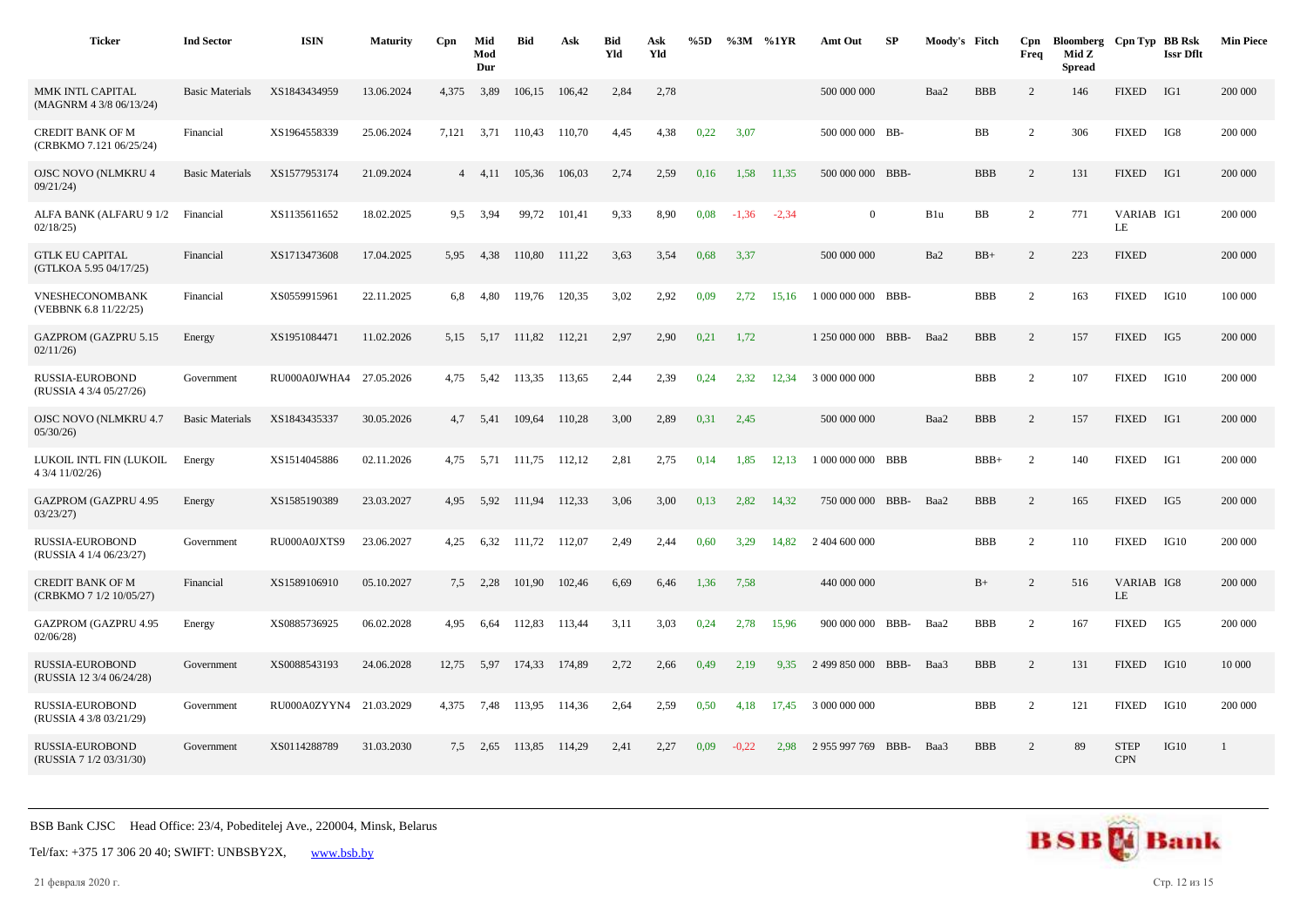| Ticker | Ind Sector | ISIN | Maturity | Cpn | Mid Mod Dur | Bid | Ask | Bid Yld | Ask Yld | %5D | %3M | %1YR | Amt Out | SP | Moody's | Fitch | Cpn Freq | Bloomberg Mid Z Spread | Cpn Typ | BB Rsk Issr Dflt | Min Piece |
|---|---|---|---|---|---|---|---|---|---|---|---|---|---|---|---|---|---|---|---|---|---|
| MMK INTL CAPITAL (MAGNRM 4 3/8 06/13/24) | Basic Materials | XS1843434959 | 13.06.2024 | 4,375 | 3,89 | 106,15 | 106,42 | 2,84 | 2,78 | | | | 500 000 000 | | Baa2 | BBB | 2 | 146 | FIXED | IG1 | 200 000 |
| CREDIT BANK OF M (CRBKMO 7.121 06/25/24) | Financial | XS1964558339 | 25.06.2024 | 7,121 | 3,71 | 110,43 | 110,70 | 4,45 | 4,38 | 0,22 | 3,07 | | 500 000 000 | BB- | | BB | 2 | 306 | FIXED | IG8 | 200 000 |
| OJSC NOVO (NLMKRU 4 09/21/24) | Basic Materials | XS1577953174 | 21.09.2024 | 4 | 4,11 | 105,36 | 106,03 | 2,74 | 2,59 | 0,16 | 1,58 | 11,35 | 500 000 000 | BBB- | | BBB | 2 | 131 | FIXED | IG1 | 200 000 |
| ALFA BANK (ALFARU 9 1/2 02/18/25) | Financial | XS1135611652 | 18.02.2025 | 9,5 | 3,94 | 99,72 | 101,41 | 9,33 | 8,90 | 0,08 | -1,36 | -2,34 | 0 | | B1u | BB | 2 | 771 | VARIABLE | IG1 | 200 000 |
| GTLK EU CAPITAL (GTLKOA 5.95 04/17/25) | Financial | XS1713473608 | 17.04.2025 | 5,95 | 4,38 | 110,80 | 111,22 | 3,63 | 3,54 | 0,68 | 3,37 | | 500 000 000 | | Ba2 | BB+ | 2 | 223 | FIXED | | 200 000 |
| VNESHECONOMBANK (VEBBNK 6.8 11/22/25) | Financial | XS0559915961 | 22.11.2025 | 6,8 | 4,80 | 119,76 | 120,35 | 3,02 | 2,92 | 0,09 | 2,72 | 15,16 | 1 000 000 000 | BBB- | | BBB | 2 | 163 | FIXED | IG10 | 100 000 |
| GAZPROM (GAZPRU 5.15 02/11/26) | Energy | XS1951084471 | 11.02.2026 | 5,15 | 5,17 | 111,82 | 112,21 | 2,97 | 2,90 | 0,21 | 1,72 | | 1 250 000 000 | BBB- | Baa2 | BBB | 2 | 157 | FIXED | IG5 | 200 000 |
| RUSSIA-EUROBOND (RUSSIA 4 3/4 05/27/26) | Government | RU000A0JWHA4 | 27.05.2026 | 4,75 | 5,42 | 113,35 | 113,65 | 2,44 | 2,39 | 0,24 | 2,32 | 12,34 | 3 000 000 000 | | | BBB | 2 | 107 | FIXED | IG10 | 200 000 |
| OJSC NOVO (NLMKRU 4.7 05/30/26) | Basic Materials | XS1843435337 | 30.05.2026 | 4,7 | 5,41 | 109,64 | 110,28 | 3,00 | 2,89 | 0,31 | 2,45 | | 500 000 000 | | Baa2 | BBB | 2 | 157 | FIXED | IG1 | 200 000 |
| LUKOIL INTL FIN (LUKOIL 4 3/4 11/02/26) | Energy | XS1514045886 | 02.11.2026 | 4,75 | 5,71 | 111,75 | 112,12 | 2,81 | 2,75 | 0,14 | 1,85 | 12,13 | 1 000 000 000 | BBB | | BBB+ | 2 | 140 | FIXED | IG1 | 200 000 |
| GAZPROM (GAZPRU 4.95 03/23/27) | Energy | XS1585190389 | 23.03.2027 | 4,95 | 5,92 | 111,94 | 112,33 | 3,06 | 3,00 | 0,13 | 2,82 | 14,32 | 750 000 000 | BBB- | Baa2 | BBB | 2 | 165 | FIXED | IG5 | 200 000 |
| RUSSIA-EUROBOND (RUSSIA 4 1/4 06/23/27) | Government | RU000A0JXTS9 | 23.06.2027 | 4,25 | 6,32 | 111,72 | 112,07 | 2,49 | 2,44 | 0,60 | 3,29 | 14,82 | 2 404 600 000 | | | BBB | 2 | 110 | FIXED | IG10 | 200 000 |
| CREDIT BANK OF M (CRBKMO 7 1/2 10/05/27) | Financial | XS1589106910 | 05.10.2027 | 7,5 | 2,28 | 101,90 | 102,46 | 6,69 | 6,46 | 1,36 | 7,58 | | 440 000 000 | | | B+ | 2 | 516 | VARIABLE | IG8 | 200 000 |
| GAZPROM (GAZPRU 4.95 02/06/28) | Energy | XS0885736925 | 06.02.2028 | 4,95 | 6,64 | 112,83 | 113,44 | 3,11 | 3,03 | 0,24 | 2,78 | 15,96 | 900 000 000 | BBB- | Baa2 | BBB | 2 | 167 | FIXED | IG5 | 200 000 |
| RUSSIA-EUROBOND (RUSSIA 12 3/4 06/24/28) | Government | XS0088543193 | 24.06.2028 | 12,75 | 5,97 | 174,33 | 174,89 | 2,72 | 2,66 | 0,49 | 2,19 | 9,35 | 2 499 850 000 | BBB- | Baa3 | BBB | 2 | 131 | FIXED | IG10 | 10 000 |
| RUSSIA-EUROBOND (RUSSIA 4 3/8 03/21/29) | Government | RU000A0ZYYN4 | 21.03.2029 | 4,375 | 7,48 | 113,95 | 114,36 | 2,64 | 2,59 | 0,50 | 4,18 | 17,45 | 3 000 000 000 | | | BBB | 2 | 121 | FIXED | IG10 | 200 000 |
| RUSSIA-EUROBOND (RUSSIA 7 1/2 03/31/30) | Government | XS0114288789 | 31.03.2030 | 7,5 | 2,65 | 113,85 | 114,29 | 2,41 | 2,27 | 0,09 | -0,22 | 2,98 | 2 955 997 769 | BBB- | Baa3 | BBB | 2 | 89 | STEP CPN | IG10 | 1 |

BSB Bank CJSC Head Office: 23/4, Pobeditelej Ave., 220004, Minsk, Belarus

Tel/fax: +375 17 306 20 40; SWIFT: UNBSBY2X, www.bsb.by

21 февраля 2020 г.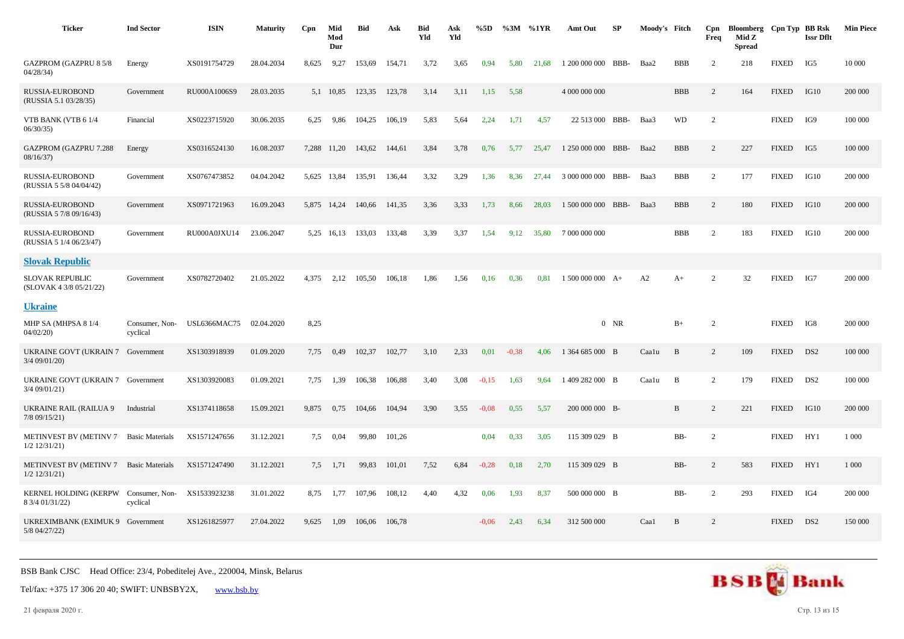| Ticker | Ind Sector | ISIN | Maturity | Cpn | Mid Mod Dur | Bid | Ask | Bid Yld | Ask Yld | %5D | %3M | %1YR | Amt Out | SP | Moody's | Fitch | Cpn Freq | Bloomberg Mid Z Spread | Cpn Typ | BB Rsk Issr Dflt | Min Piece |
|---|---|---|---|---|---|---|---|---|---|---|---|---|---|---|---|---|---|---|---|---|---|
| GAZPROM (GAZPRU 8 5/8 04/28/34) | Energy | XS0191754729 | 28.04.2034 | 8,625 | 9,27 | 153,69 | 154,71 | 3,72 | 3,65 | 0,94 | 5,80 | 21,68 | 1 200 000 000 | BBB- | Baa2 | BBB | 2 | 218 | FIXED | IG5 | 10 000 |
| RUSSIA-EUROBOND (RUSSIA 5.1 03/28/35) | Government | RU000A1006S9 | 28.03.2035 | 5,1 | 10,85 | 123,35 | 123,78 | 3,14 | 3,11 | 1,15 | 5,58 | | 4 000 000 000 | | | BBB | 2 | 164 | FIXED | IG10 | 200 000 |
| VTB BANK (VTB 6 1/4 06/30/35) | Financial | XS0223715920 | 30.06.2035 | 6,25 | 9,86 | 104,25 | 106,19 | 5,83 | 5,64 | 2,24 | 1,71 | 4,57 | 22 513 000 | BBB- | Baa3 | WD | 2 | | FIXED | IG9 | 100 000 |
| GAZPROM (GAZPRU 7.288 08/16/37) | Energy | XS0316524130 | 16.08.2037 | 7,288 | 11,20 | 143,62 | 144,61 | 3,84 | 3,78 | 0,76 | 5,77 | 25,47 | 1 250 000 000 | BBB- | Baa2 | BBB | 2 | 227 | FIXED | IG5 | 100 000 |
| RUSSIA-EUROBOND (RUSSIA 5 5/8 04/04/42) | Government | XS0767473852 | 04.04.2042 | 5,625 | 13,84 | 135,91 | 136,44 | 3,32 | 3,29 | 1,36 | 8,36 | 27,44 | 3 000 000 000 | BBB- | Baa3 | BBB | 2 | 177 | FIXED | IG10 | 200 000 |
| RUSSIA-EUROBOND (RUSSIA 5 7/8 09/16/43) | Government | XS0971721963 | 16.09.2043 | 5,875 | 14,24 | 140,66 | 141,35 | 3,36 | 3,33 | 1,73 | 8,66 | 28,03 | 1 500 000 000 | BBB- | Baa3 | BBB | 2 | 180 | FIXED | IG10 | 200 000 |
| RUSSIA-EUROBOND (RUSSIA 5 1/4 06/23/47) | Government | RU000A0JXU14 | 23.06.2047 | 5,25 | 16,13 | 133,03 | 133,48 | 3,39 | 3,37 | 1,54 | 9,12 | 35,80 | 7 000 000 000 | | | BBB | 2 | 183 | FIXED | IG10 | 200 000 |
| **Slovak Republic** | | | | | | | | | | | | | | | | | | | | | |
| SLOVAK REPUBLIC (SLOVAK 4 3/8 05/21/22) | Government | XS0782720402 | 21.05.2022 | 4,375 | 2,12 | 105,50 | 106,18 | 1,86 | 1,56 | 0,16 | 0,36 | 0,81 | 1 500 000 000 | A+ | A2 | A+ | 2 | 32 | FIXED | IG7 | 200 000 |
| **Ukraine** | | | | | | | | | | | | | | | | | | | | | |
| MHP SA (MHPSA 8 1/4 04/02/20) | Consumer, Non-cyclical | USL6366MAC75 | 02.04.2020 | 8,25 | | | | | | | | | 0 | NR | | B+ | 2 | | FIXED | IG8 | 200 000 |
| UKRAINE GOVT (UKRAIN 7 3/4 09/01/20) | Government | XS1303918939 | 01.09.2020 | 7,75 | 0,49 | 102,37 | 102,77 | 3,10 | 2,33 | 0,01 | -0,38 | 4,06 | 1 364 685 000 | B | Caa1u | B | 2 | 109 | FIXED | DS2 | 100 000 |
| UKRAINE GOVT (UKRAIN 7 3/4 09/01/21) | Government | XS1303920083 | 01.09.2021 | 7,75 | 1,39 | 106,38 | 106,88 | 3,40 | 3,08 | -0,15 | 1,63 | 9,64 | 1 409 282 000 | B | Caa1u | B | 2 | 179 | FIXED | DS2 | 100 000 |
| UKRAINE RAIL (RAILUA 9 7/8 09/15/21) | Industrial | XS1374118658 | 15.09.2021 | 9,875 | 0,75 | 104,66 | 104,94 | 3,90 | 3,55 | -0,08 | 0,55 | 5,57 | 200 000 000 | B- | | B | 2 | 221 | FIXED | IG10 | 200 000 |
| METINVEST BV (METINV 7 1/2 12/31/21) | Basic Materials | XS1571247656 | 31.12.2021 | 7,5 | 0,04 | 99,80 | 101,26 | | | 0,04 | 0,33 | 3,05 | 115 309 029 | B | | BB- | 2 | | FIXED | HY1 | 1 000 |
| METINVEST BV (METINV 7 1/2 12/31/21) | Basic Materials | XS1571247490 | 31.12.2021 | 7,5 | 1,71 | 99,83 | 101,01 | 7,52 | 6,84 | -0,28 | 0,18 | 2,70 | 115 309 029 | B | | BB- | 2 | 583 | FIXED | HY1 | 1 000 |
| KERNEL HOLDING (KERPW 8 3/4 01/31/22) | Consumer, Non-cyclical | XS1533923238 | 31.01.2022 | 8,75 | 1,77 | 107,96 | 108,12 | 4,40 | 4,32 | 0,06 | 1,93 | 8,37 | 500 000 000 | B | | BB- | 2 | 293 | FIXED | IG4 | 200 000 |
| UKREXIMBANK (EXIMUK 9 5/8 04/27/22) | Government | XS1261825977 | 27.04.2022 | 9,625 | 1,09 | 106,06 | 106,78 | | | -0,06 | 2,43 | 6,34 | 312 500 000 | | Caa1 | B | 2 | | FIXED | DS2 | 150 000 |

BSB Bank CJSC Head Office: 23/4, Pobeditelej Ave., 220004, Minsk, Belarus

Tel/fax: +375 17 306 20 40; SWIFT: UNBSBY2X, www.bsb.by

21 февраля 2020 г.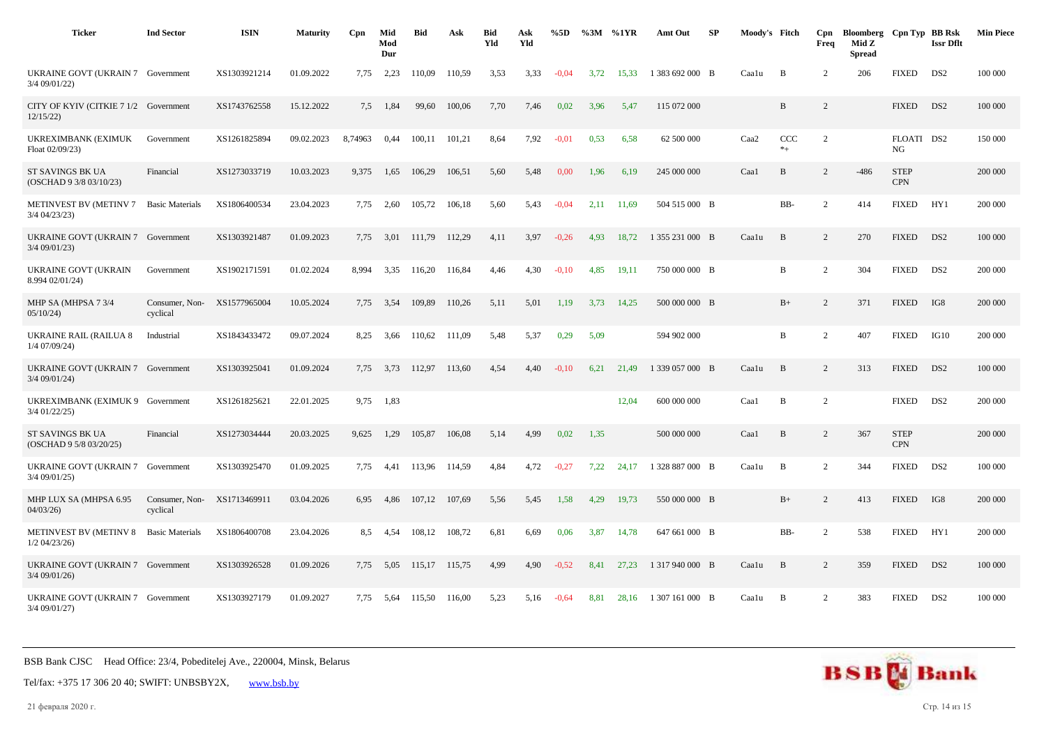| Ticker | Ind Sector | ISIN | Maturity | Cpn | Mid Mod Dur | Bid | Ask | Bid Yld | Ask Yld | %5D | %3M | %1YR | Amt Out | SP | Moody's | Fitch | Cpn Freq | Bloomberg Mid Z Spread | Cpn Typ | BB Rsk Issr Dflt | Min Piece |
|---|---|---|---|---|---|---|---|---|---|---|---|---|---|---|---|---|---|---|---|---|---|
| UKRAINE GOVT (UKRAIN 7 3/4 09/01/22) | Government | XS1303921214 | 01.09.2022 | 7,75 | 2,23 | 110,09 | 110,59 | 3,53 | 3,33 | -0,04 | 3,72 | 15,33 | 1 383 692 000 | B | Caa1u | B | 2 | 206 | FIXED | DS2 | 100 000 |
| CITY OF KYIV (CITKIE 7 1/2 12/15/22) | Government | XS1743762558 | 15.12.2022 | 7,5 | 1,84 | 99,60 | 100,06 | 7,70 | 7,46 | 0,02 | 3,96 | 5,47 | 115 072 000 | | | B | 2 | | FIXED | DS2 | 100 000 |
| UKREXIMBANK (EXIMUK Float 02/09/23) | Government | XS1261825894 | 09.02.2023 | 8,74963 | 0,44 | 100,11 | 101,21 | 8,64 | 7,92 | -0,01 | 0,53 | 6,58 | 62 500 000 | | Caa2 | CCC *+ | 2 | | FLOATING | DS2 | 150 000 |
| ST SAVINGS BK UA (OSCHAD 9 3/8 03/10/23) | Financial | XS1273033719 | 10.03.2023 | 9,375 | 1,65 | 106,29 | 106,51 | 5,60 | 5,48 | 0,00 | 1,96 | 6,19 | 245 000 000 | | Caa1 | B | 2 | -486 | STEP CPN | | 200 000 |
| METINVEST BV (METINV 7 3/4 04/23/23) | Basic Materials | XS1806400534 | 23.04.2023 | 7,75 | 2,60 | 105,72 | 106,18 | 5,60 | 5,43 | -0,04 | 2,11 | 11,69 | 504 515 000 | B | | BB- | 2 | 414 | FIXED | HY1 | 200 000 |
| UKRAINE GOVT (UKRAIN 7 3/4 09/01/23) | Government | XS1303921487 | 01.09.2023 | 7,75 | 3,01 | 111,79 | 112,29 | 4,11 | 3,97 | -0,26 | 4,93 | 18,72 | 1 355 231 000 | B | Caa1u | B | 2 | 270 | FIXED | DS2 | 100 000 |
| UKRAINE GOVT (UKRAIN 8.994 02/01/24) | Government | XS1902171591 | 01.02.2024 | 8,994 | 3,35 | 116,20 | 116,84 | 4,46 | 4,30 | -0,10 | 4,85 | 19,11 | 750 000 000 | B | | B | 2 | 304 | FIXED | DS2 | 200 000 |
| MHP SA (MHPSA 7 3/4 05/10/24) | Consumer, Non-cyclical | XS1577965004 | 10.05.2024 | 7,75 | 3,54 | 109,89 | 110,26 | 5,11 | 5,01 | 1,19 | 3,73 | 14,25 | 500 000 000 | B | | B+ | 2 | 371 | FIXED | IG8 | 200 000 |
| UKRAINE RAIL (RAILUA 8 1/4 07/09/24) | Industrial | XS1843433472 | 09.07.2024 | 8,25 | 3,66 | 110,62 | 111,09 | 5,48 | 5,37 | 0,29 | 5,09 | | 594 902 000 | | | B | 2 | 407 | FIXED | IG10 | 200 000 |
| UKRAINE GOVT (UKRAIN 7 3/4 09/01/24) | Government | XS1303925041 | 01.09.2024 | 7,75 | 3,73 | 112,97 | 113,60 | 4,54 | 4,40 | -0,10 | 6,21 | 21,49 | 1 339 057 000 | B | Caa1u | B | 2 | 313 | FIXED | DS2 | 100 000 |
| UKREXIMBANK (EXIMUK 9 3/4 01/22/25) | Government | XS1261825621 | 22.01.2025 | 9,75 | 1,83 | | | | | | | 12,04 | 600 000 000 | | Caa1 | B | 2 | | FIXED | DS2 | 200 000 |
| ST SAVINGS BK UA (OSCHAD 9 5/8 03/20/25) | Financial | XS1273034444 | 20.03.2025 | 9,625 | 1,29 | 105,87 | 106,08 | 5,14 | 4,99 | 0,02 | 1,35 | | 500 000 000 | | Caa1 | B | 2 | 367 | STEP CPN | | 200 000 |
| UKRAINE GOVT (UKRAIN 7 3/4 09/01/25) | Government | XS1303925470 | 01.09.2025 | 7,75 | 4,41 | 113,96 | 114,59 | 4,84 | 4,72 | -0,27 | 7,22 | 24,17 | 1 328 887 000 | B | Caa1u | B | 2 | 344 | FIXED | DS2 | 100 000 |
| MHP LUX SA (MHPSA 6.95 04/03/26) | Consumer, Non-cyclical | XS1713469911 | 03.04.2026 | 6,95 | 4,86 | 107,12 | 107,69 | 5,56 | 5,45 | 1,58 | 4,29 | 19,73 | 550 000 000 | B | | B+ | 2 | 413 | FIXED | IG8 | 200 000 |
| METINVEST BV (METINV 8 1/2 04/23/26) | Basic Materials | XS1806400708 | 23.04.2026 | 8,5 | 4,54 | 108,12 | 108,72 | 6,81 | 6,69 | 0,06 | 3,87 | 14,78 | 647 661 000 | B | | BB- | 2 | 538 | FIXED | HY1 | 200 000 |
| UKRAINE GOVT (UKRAIN 7 3/4 09/01/26) | Government | XS1303926528 | 01.09.2026 | 7,75 | 5,05 | 115,17 | 115,75 | 4,99 | 4,90 | -0,52 | 8,41 | 27,23 | 1 317 940 000 | B | Caa1u | B | 2 | 359 | FIXED | DS2 | 100 000 |
| UKRAINE GOVT (UKRAIN 7 3/4 09/01/27) | Government | XS1303927179 | 01.09.2027 | 7,75 | 5,64 | 115,50 | 116,00 | 5,23 | 5,16 | -0,64 | 8,81 | 28,16 | 1 307 161 000 | B | Caa1u | B | 2 | 383 | FIXED | DS2 | 100 000 |

BSB Bank CJSC Head Office: 23/4, Pobeditelej Ave., 220004, Minsk, Belarus

Tel/fax: +375 17 306 20 40; SWIFT: UNBSBY2X, www.bsb.by

21 февраля 2020 г.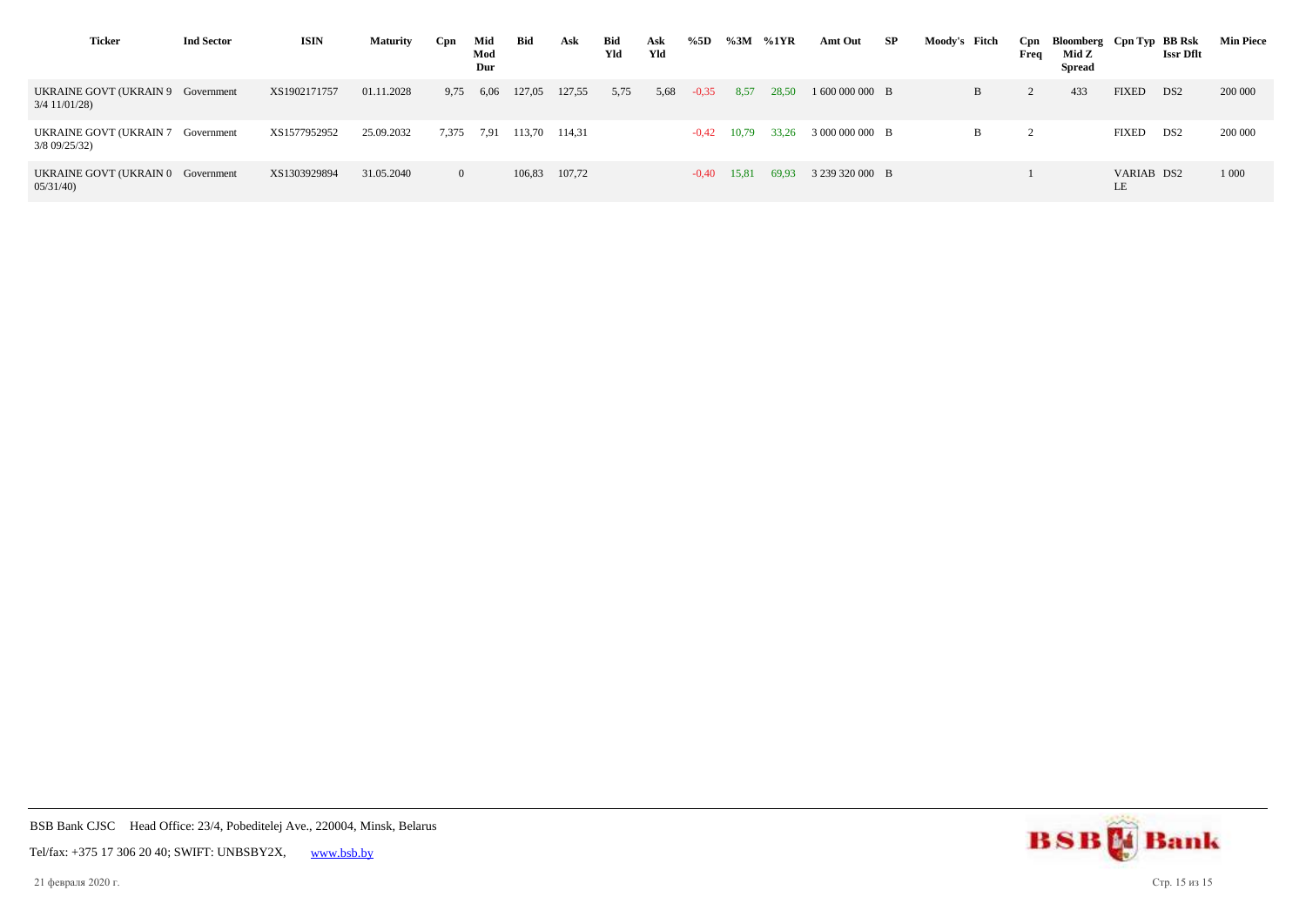| Ticker | Ind Sector | ISIN | Maturity | Cpn | Mid Mod Dur | Bid | Ask | Bid Yld | Ask Yld | %5D | %3M | %1YR | Amt Out | SP | Moody's | Fitch | Cpn Freq | Bloomberg Mid Z Spread | Cpn Typ | BB Rsk Issr Dflt | Min Piece |
|---|---|---|---|---|---|---|---|---|---|---|---|---|---|---|---|---|---|---|---|---|---|
| UKRAINE GOVT (UKRAIN 9 3/4 11/01/28) | Government | XS1902171757 | 01.11.2028 | 9,75 | 6,06 | 127,05 | 127,55 | 5,75 | 5,68 | -0,35 | 8,57 | 28,50 | 1 600 000 000 | B | | B | 2 | 433 | FIXED | DS2 | 200 000 |
| UKRAINE GOVT (UKRAIN 7 3/8 09/25/32) | Government | XS1577952952 | 25.09.2032 | 7,375 | 7,91 | 113,70 | 114,31 | | | -0,42 | 10,79 | 33,26 | 3 000 000 000 | B | | B | 2 | | FIXED | DS2 | 200 000 |
| UKRAINE GOVT (UKRAIN 0 05/31/40) | Government | XS1303929894 | 31.05.2040 | 0 | | 106,83 | 107,72 | | | -0,40 | 15,81 | 69,93 | 3 239 320 000 | B | | | 1 | | VARIABLE | DS2 | 1 000 |

BSB Bank CJSC Head Office: 23/4, Pobeditelej Ave., 220004, Minsk, Belarus

Tel/fax: +375 17 306 20 40; SWIFT: UNBSBY2X, www.bsb.by

21 февраля 2020 г.